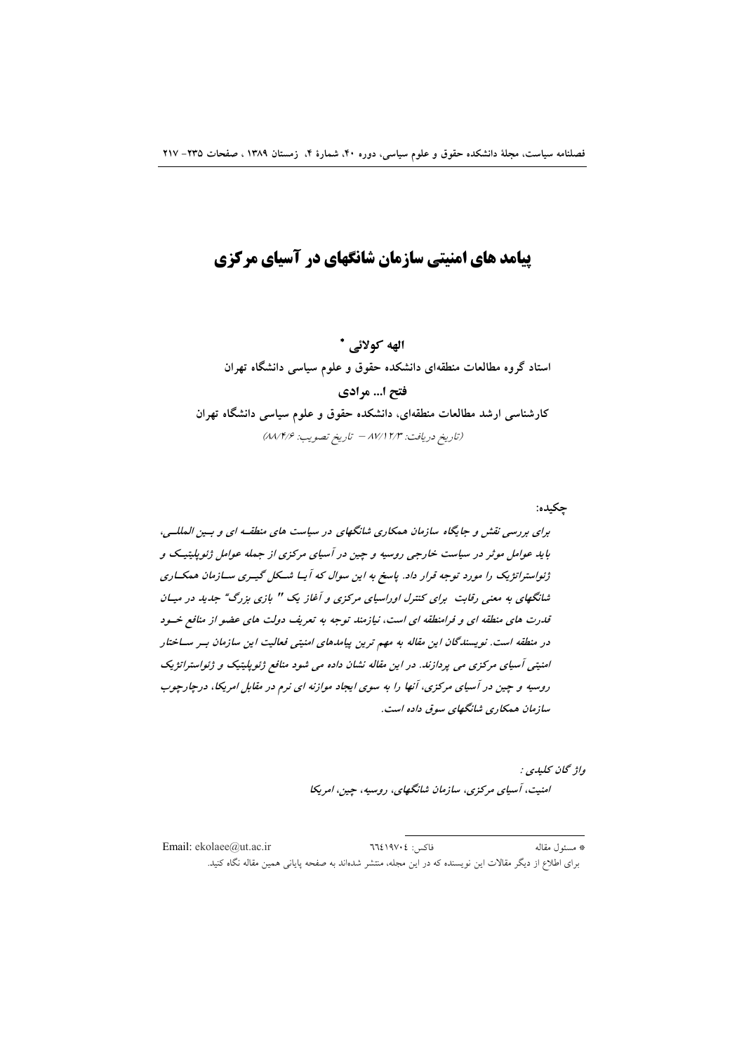# پیامد های امنیتی سازمان شانگهای در آسیای مرکزی

**الهه کولائی** *

**استاد گروه مطالعات منطقه‌ای دانشکده حقوق و علوم سیاسی دانشگاه تهران**

**فتح ا... مرادی**

**کارشناسی ارشد مطالعات منطقه‌ای، دانشکده حقوق و علوم سیاسی دانشگاه تهران**

*(تاریخ دریافت: ۸۷/۱۲/۳ – تاریخ تصویب: ۸۸/۴/۶)*

**چکیده:**

*برای بررسی نقش و جایگاه سازمان همکاری شانگهای در سیاست های منطقه ای و بین المللی، باید عوامل موثر در سیاست خارجی روسیه و چین در آسیای مرکزی از جمله عوامل ژئوپلیتیک و ژئواستراتژیک را مورد توجه قرار داد. پاسخ به این سوال که آیا شکل گیری سازمان همکاری شانگهای به معنی رقابت برای کنترل اوراسیای مرکزی و آغاز یک " بازی بزرگ" جدید در میان قدرت های منطقه ای و فرامنطقه ای است، نیازمند توجه به تعریف دولت های عضو از منافع خود در منطقه است. نویسندگان این مقاله به مهم ترین پیامدهای امنیتی فعالیت این سازمان بر ساختار امنیتی آسیای مرکزی می پردازند. در این مقاله نشان داده می شود منافع ژئوپلیتیک و ژئواستراتژیک روسیه و چین در آسیای مرکزی، آنها را به سوی ایجاد موازنه ای نرم در مقابل امریکا، درچارچوب سازمان همکاری شانگهای سوق داده است.*

**واژگان کلیدی :**

*امنیت، آسیای مرکزی، سازمان شانگهای، روسیه، چین، امریکا*

---

\* مسئول مقاله    فاکس: ۶۶۴۱۹۷۰۴    Email: ekolaee@ut.ac.ir

برای اطلاع از دیگر مقالات این نویسنده که در این مجله، منتشر شده‌اند به صفحه پایانی همین مقاله نگاه کنید.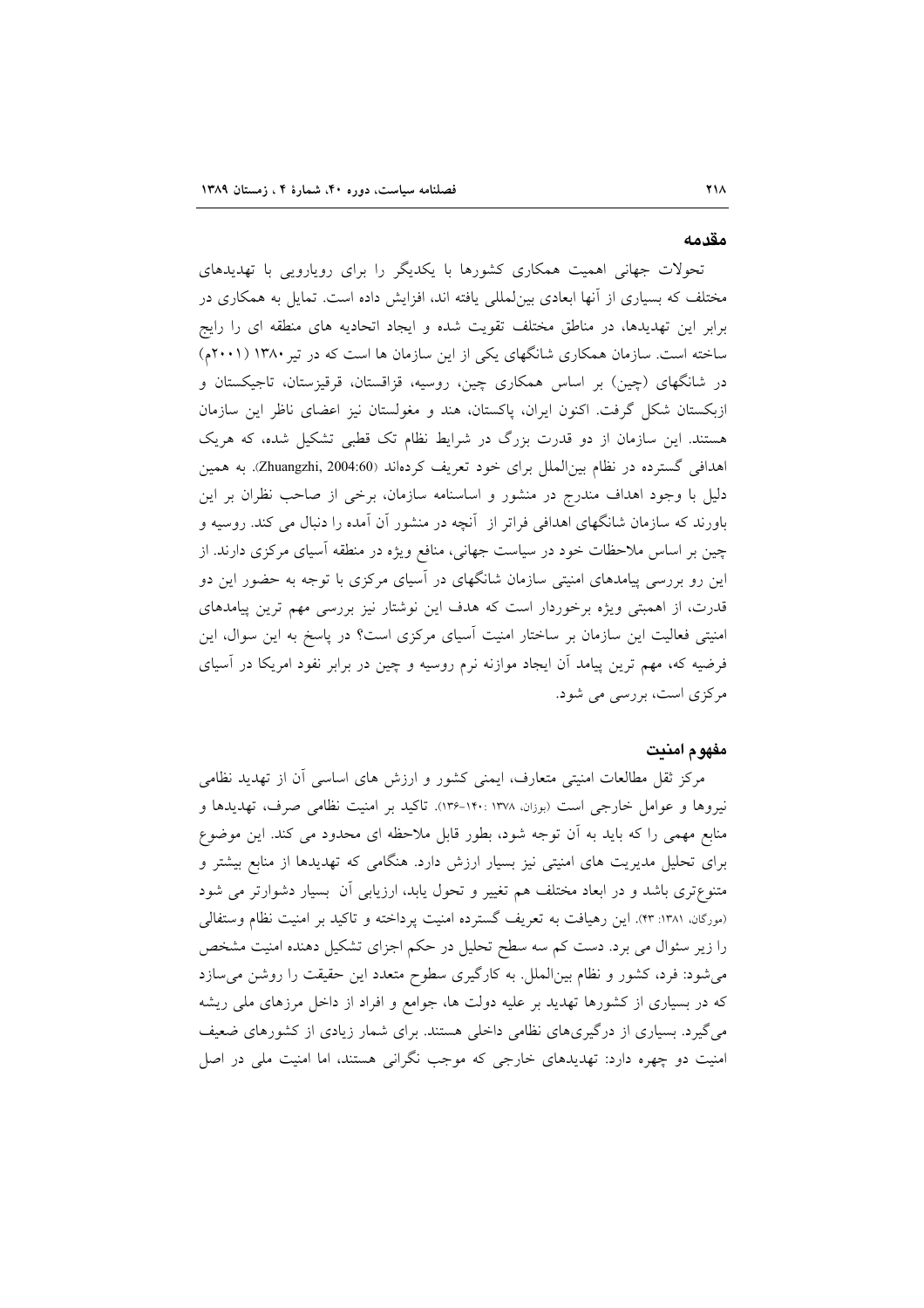## مقدمه

تحولات جهانی اهمیت همکاری کشورها با یکدیگر را برای رویارویی با تهدیدهای مختلف که بسیاری از آنها ابعادی بین‌لمللی یافته اند، افزایش داده است. تمایل به همکاری در برابر این تهدیدها، در مناطق مختلف تقویت شده و ایجاد اتحادیه های منطقه ای را رایج ساخته است. سازمان همکاری شانگهای یکی از این سازمان ها است که در تیر ۱۳۸۰ (۲۰۰۱م) در شانگهای (چین) بر اساس همکاری چین، روسیه، قزاقستان، قرقیزستان، تاجیکستان و ازبکستان شکل گرفت. اکنون ایران، پاکستان، هند و مغولستان نیز اعضای ناظر این سازمان هستند. این سازمان از دو قدرت بزرگ در شرایط نظام تک قطبی تشکیل شده، که هریک اهدافی گسترده در نظام بین‌الملل برای خود تعریف کرده‌اند (Zhuangzhi, 2004:60). به همین دلیل با وجود اهداف مندرج در منشور و اساسنامه سازمان، برخی از صاحب نظران بر این باورند که سازمان شانگهای اهدافی فراتر از آنچه در منشور آن آمده را دنبال می کند. روسیه و چین بر اساس ملاحظات خود در سیاست جهانی، منافع ویژه در منطقه آسیای مرکزی دارند. از این رو بررسی پیامدهای امنیتی سازمان شانگهای در آسیای مرکزی با توجه به حضور این دو قدرت، از اهمیتی ویژه برخوردار است که هدف این نوشتار نیز بررسی مهم ترین پیامدهای امنیتی فعالیت این سازمان بر ساختار امنیت آسیای مرکزی است؟ در پاسخ به این سوال، این فرضیه که، مهم ترین پیامد آن ایجاد موازنه نرم روسیه و چین در برابر نفوذ امریکا در آسیای مرکزی است، بررسی می شود.

## مفهوم امنیت

مرکز ثقل مطالعات امنیتی متعارف، ایمنی کشور و ارزش های اساسی آن از تهدید نظامی نیروها و عوامل خارجی است (بوزان، ۱۳۷۸ :۱۴۰-۱۳۶). تاکید بر امنیت نظامی صرف، تهدیدها و منابع مهمی را که باید به آن توجه شود، بطور قابل ملاحظه ای محدود می کند. این موضوع برای تحلیل مدیریت های امنیتی نیز بسیار ارزش دارد. هنگامی که تهدیدها از منابع بیشتر و متنوع‌تری باشد و در ابعاد مختلف هم تغییر و تحول یابد، ارزیابی آن بسیار دشوارتر می شود (مورگان، ۱۳۸۱: ۴۳). این رهیافت به تعریف گسترده امنیت پرداخته و تاکید بر امنیت نظام وستفالی را زیر سئوال می برد. دست کم سه سطح تحلیل در حکم اجزای تشکیل دهنده امنیت مشخص می‌شود: فرد، کشور و نظام بین‌الملل. به کارگیری سطوح متعدد این حقیقت را روشن می‌سازد که در بسیاری از کشورها تهدید بر علیه دولت ها، جوامع و افراد از داخل مرزهای ملی ریشه می‌گیرد. بسیاری از درگیری‌های نظامی داخلی هستند. برای شمار زیادی از کشورهای ضعیف امنیت دو چهره دارد: تهدیدهای خارجی که موجب نگرانی هستند، اما امنیت ملی در اصل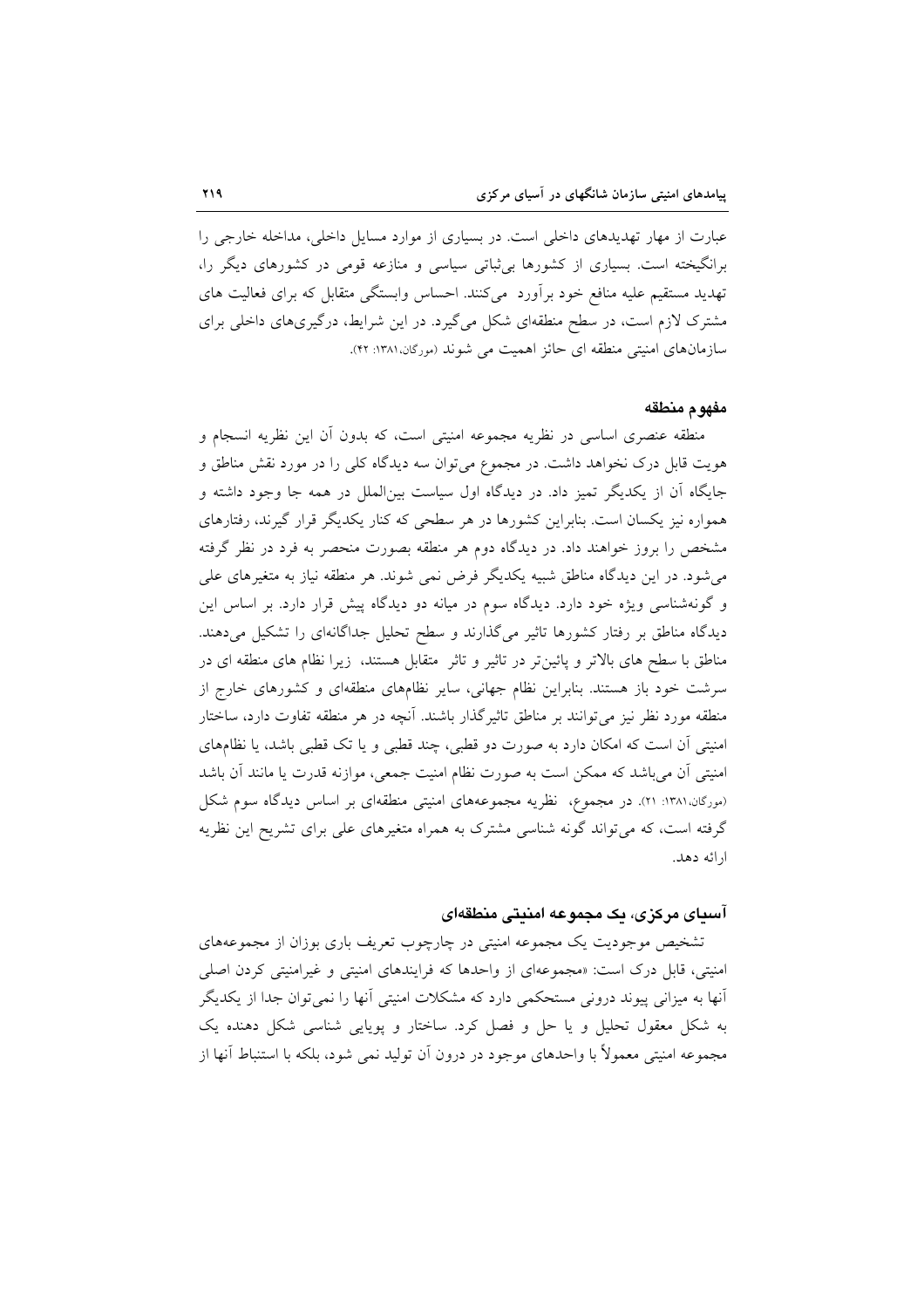عبارت از مهار تهدیدهای داخلی است. در بسیاری از موارد مسایل داخلی، مداخله خارجی را برانگیخته است. بسیاری از کشورها بی‌ثباتی سیاسی و منازعه قومی در کشورهای دیگر را، تهدید مستقیم علیه منافع خود برآورد می‌کنند. احساس وابستگی متقابل که برای فعالیت های مشترک لازم است، در سطح منطقه‌ای شکل می‌گیرد. در این شرایط، درگیری‌های داخلی برای سازمان‌های امنیتی منطقه ای حائز اهمیت می شوند (مورگان،۱۳۸۱: ۴۲).

## مفهوم منطقه

منطقه عنصری اساسی در نظریه مجموعه امنیتی است، که بدون آن این نظریه انسجام و هویت قابل درک نخواهد داشت. در مجموع می‌توان سه دیدگاه کلی را در مورد نقش مناطق و جایگاه آن از یکدیگر تمیز داد. در دیدگاه اول سیاست بین‌الملل در همه جا وجود داشته و همواره نیز یکسان است. بنابراین کشورها در هر سطحی که کنار یکدیگر قرار گیرند، رفتارهای مشخص را بروز خواهند داد. در دیدگاه دوم هر منطقه بصورت منحصر به فرد در نظر گرفته می‌شود. در این دیدگاه مناطق شبیه یکدیگر فرض نمی شوند. هر منطقه نیاز به متغیرهای علی و گونه‌شناسی ویژه خود دارد. دیدگاه سوم در میانه دو دیدگاه پیش قرار دارد. بر اساس این دیدگاه مناطق بر رفتار کشورها تاثیر می‌گذارند و سطح تحلیل جداگانه‌ای را تشکیل می‌دهند. مناطق با سطح های بالاتر و پائین‌تر در تاثیر و تاثر متقابل هستند، زیرا نظام های منطقه ای در سرشت خود باز هستند. بنابراین نظام جهانی، سایر نظام‌های منطقه‌ای و کشورهای خارج از منطقه مورد نظر نیز می‌توانند بر مناطق تاثیرگذار باشند. آنچه در هر منطقه تفاوت دارد، ساختار امنیتی آن است که امکان دارد به صورت دو قطبی، چند قطبی و یا تک قطبی باشد، یا نظام‌های امنیتی آن می‌باشد که ممکن است به صورت نظام امنیت جمعی، موازنه قدرت یا مانند آن باشد (مورگان،۱۳۸۱: ۲۱). در مجموع، نظریه مجموعه‌های امنیتی منطقه‌ای بر اساس دیدگاه سوم شکل گرفته است، که می‌تواند گونه شناسی مشترک به همراه متغیرهای علی برای تشریح این نظریه ارائه دهد.

## آسیای مرکزی، یک مجموعه امنیتی منطقه‌ای

تشخیص موجودیت یک مجموعه امنیتی در چارچوب تعریف باری بوزان از مجموعه‌های امنیتی، قابل درک است: «مجموعه‌ای از واحدها که فرایندهای امنیتی و غیرامنیتی کردن اصلی آنها به میزانی پیوند درونی مستحکمی دارد که مشکلات امنیتی آنها را نمی‌توان جدا از یکدیگر به شکل معقول تحلیل و یا حل و فصل کرد. ساختار و پویایی شناسی شکل دهنده یک مجموعه امنیتی معمولاً با واحدهای موجود در درون آن تولید نمی شود، بلکه با استنباط آنها از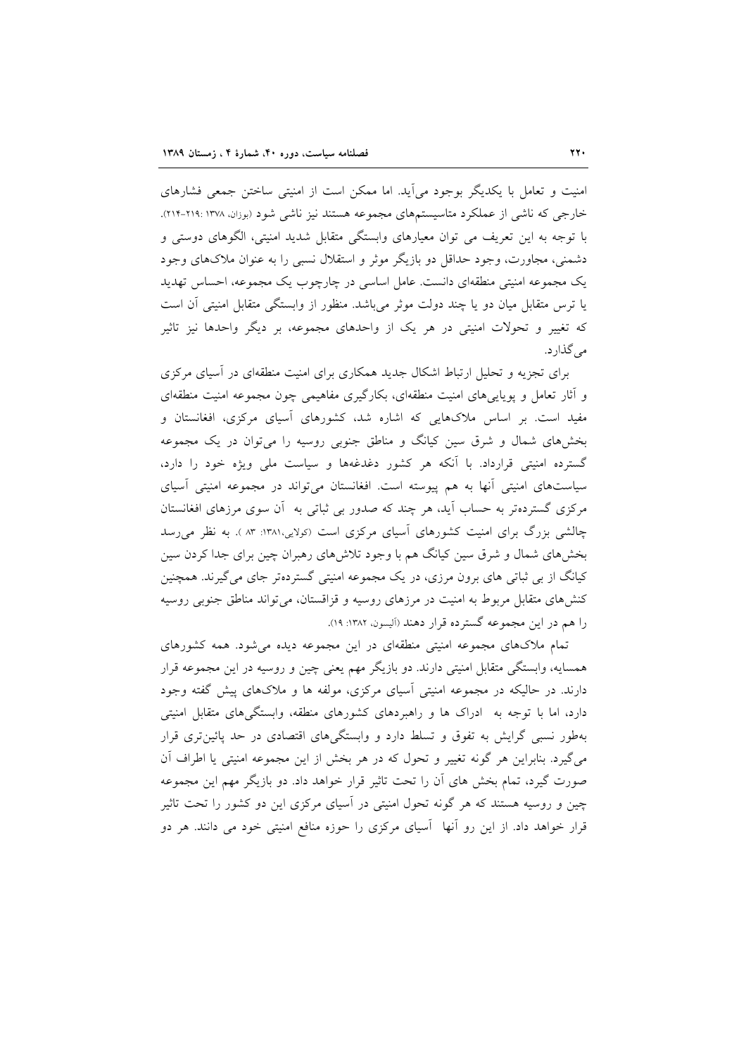امنیت و تعامل با یکدیگر بوجود می‌آید. اما ممکن است از امنیتی ساختن جمعی فشارهای خارجی که ناشی از عملکرد متاسیستم‌های مجموعه هستند نیز ناشی شود (بوزان، ۱۳۷۸ :۲۱۹-۲۱۴). با توجه به این تعریف می توان معیارهای وابستگی متقابل شدید امنیتی، الگوهای دوستی و دشمنی، مجاورت، وجود حداقل دو بازیگر موثر و استقلال نسبی را به عنوان ملاک‌های وجود یک مجموعه امنیتی منطقه‌ای دانست. عامل اساسی در چارچوب یک مجموعه، احساس تهدید یا ترس متقابل میان دو یا چند دولت موثر می‌باشد. منظور از وابستگی متقابل امنیتی آن است که تغییر و تحولات امنیتی در هر یک از واحدهای مجموعه، بر دیگر واحدها نیز تاثیر می‌گذارد.

برای تجزیه و تحلیل ارتباط اشکال جدید همکاری برای امنیت منطقه‌ای در آسیای مرکزی و آثار تعامل و پویایی‌های امنیت منطقه‌ای، بکارگیری مفاهیمی چون مجموعه امنیت منطقه‌ای مفید است. بر اساس ملاک‌هایی که اشاره شد، کشورهای آسیای مرکزی، افغانستان و بخش‌های شمال و شرق سین کیانگ و مناطق جنوبی روسیه را می‌توان در یک مجموعه گسترده امنیتی قرارداد. با آنکه هر کشور دغدغه‌ها و سیاست ملی ویژه خود را دارد، سیاست‌های امنیتی آنها به هم پیوسته است. افغانستان می‌تواند در مجموعه امنیتی آسیای مرکزی گسترده‌تر به حساب آید، هر چند که صدور بی ثباتی به آن سوی مرزهای افغانستان چالشی بزرگ برای امنیت کشورهای آسیای مرکزی است (کولایی،۱۳۸۱: ۸۳ ). به نظر می‌رسد بخش‌های شمال و شرق سین کیانگ هم با وجود تلاش‌های رهبران چین برای جدا کردن سین کیانگ از بی ثباتی های برون مرزی، در یک مجموعه امنیتی گسترده‌تر جای می‌گیرند. همچنین کنش‌های متقابل مربوط به امنیت در مرزهای روسیه و قزاقستان، می‌تواند مناطق جنوبی روسیه را هم در این مجموعه گسترده قرار دهند (آلیسون، ۱۳۸۲: ۱۹).

تمام ملاک‌های مجموعه امنیتی منطقه‌ای در این مجموعه دیده می‌شود. همه کشورهای همسایه، وابستگی متقابل امنیتی دارند. دو بازیگر مهم یعنی چین و روسیه در این مجموعه قرار دارند. در حالیکه در مجموعه امنیتی آسیای مرکزی، مولفه ها و ملاک‌های پیش گفته وجود دارد، اما با توجه به ادراک ها و راهبردهای کشورهای منطقه، وابستگی‌های متقابل امنیتی به‌طور نسبی گرایش به تفوق و تسلط دارد و وابستگی‌های اقتصادی در حد پائین‌تری قرار می‌گیرد. بنابراین هر گونه تغییر و تحول که در هر بخش از این مجموعه امنیتی یا اطراف آن صورت گیرد، تمام بخش های آن را تحت تاثیر قرار خواهد داد. دو بازیگر مهم این مجموعه چین و روسیه هستند که هر گونه تحول امنیتی در آسیای مرکزی این دو کشور را تحت تاثیر قرار خواهد داد. از این رو آنها آسیای مرکزی را حوزه منافع امنیتی خود می دانند. هر دو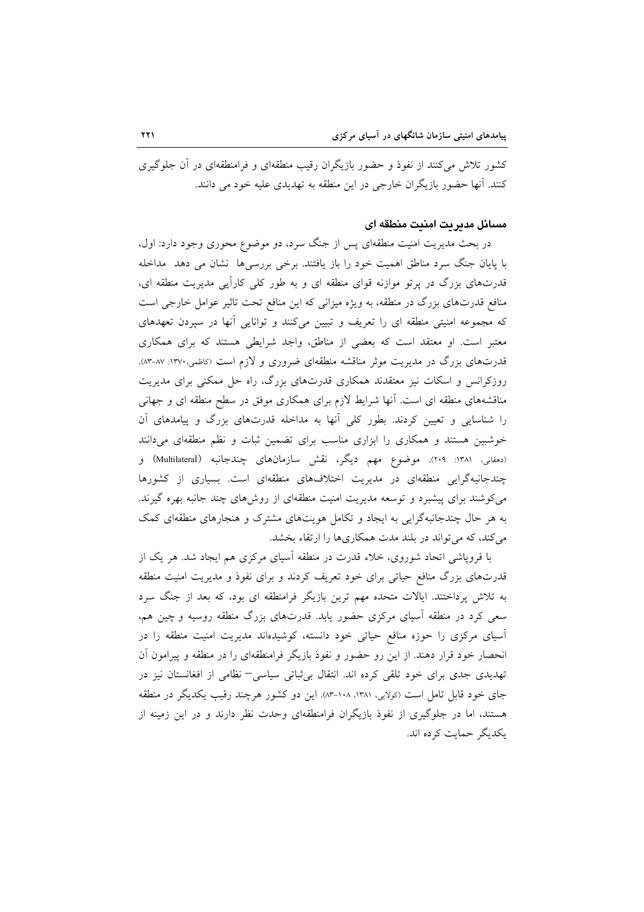کشور تلاش می‌کنند از نفوذ و حضور بازیگران رقیب منطقه‌ای و فرامنطقه‌ای در آن جلوگیری کنند. آنها حضور بازیگران خارجی در این منطقه به تهدیدی علیه خود می دانند.

### مسائل مدیریت امنیت منطقه ای

در بحث مدیریت امنیت منطقه‌ای پس از جنگ سرد، دو موضوع محوری وجود دارد: اول، با پایان جنگ سرد مناطق اهمیت خود را باز یافتند. برخی بررسی‌ها نشان می دهد مداخله قدرت‌های بزرگ در پرتو موازنه قوای منطقه ای و به طور کلی کارآیی مدیریت منطقه ای، منافع قدرت‌های بزرگ در منطقه، به ویژه میزانی که این منافع تحت تاثیر عوامل خارجی است که مجموعه امنیتی منطقه ای را تعریف و تبیین می‌کنند و توانایی آنها در سپردن تعهدهای معتبر است. او معتقد است که بعضی از مناطق، واجد شرایطی هستند که برای همکاری قدرت‌های بزرگ در مدیریت موثر مناقشه منطقه‌ای ضروری و لازم است (کاظمی،۱۳۷۰: ۸۷-۸۳). روزکرانس و اسکات نیز معتقدند همکاری قدرت‌های بزرگ، راه حل ممکنی برای مدیریت مناقشه‌های منطقه ای است. آنها شرایط لازم برای همکاری موفق در سطح منطقه ای و جهانی را شناسایی و تعیین کردند. بطور کلی آنها به مداخله قدرت‌های بزرگ و پیامدهای آن خوشبین هستند و همکاری را ابزاری مناسب برای تضمین ثبات و نظم منطقه‌ای می‌دانند (دهقانی، ۱۳۸۱: ۲۰۹). موضوع مهم دیگر، نقش سازمان‌های چندجانبه (Multilateral) و چندجانبه‌گرایی منطقه‌ای در مدیریت اختلاف‌های منطقه‌ای است. بسیاری از کشورها می‌کوشند برای پیشبرد و توسعه مدیریت امنیت منطقه‌ای از روش‌های چند جانبه بهره گیرند. به هر حال چندجانبه‌گرایی به ایجاد و تکامل هویت‌های مشترک و هنجارهای منطقه‌ای کمک می‌کند، که می‌تواند در بلند مدت همکاری‌ها را ارتقاء بخشد.

با فروپاشی اتحاد شوروی، خلاء قدرت در منطقه آسیای مرکزی هم ایجاد شد. هر یک از قدرت‌های بزرگ منافع حیاتی برای خود تعریف کردند و برای نفوذ و مدیریت امنیت منطقه به تلاش پرداختند. ایالات متحده مهم ترین بازیگر فرامنطقه ای بود، که بعد از جنگ سرد سعی کرد در منطقه آسیای مرکزی حضور یابد. قدرت‌های بزرگ منطقه روسیه و چین هم، آسیای مرکزی را حوزه منافع حیاتی خود دانسته، کوشیده‌اند مدیریت امنیت منطقه را در انحصار خود قرار دهند. از این رو حضور و نفوذ بازیگر فرامنطقه‌ای را در منطقه و پیرامون آن تهدیدی جدی برای خود تلقی کرده اند. انتقال بی‌ثباتی سیاسی– نظامی از افغانستان نیز در جای خود قابل تامل است (کولایی، ۱۳۸۱، ۱۰۸-۸۳). این دو کشور هرچند رقیب یکدیگر در منطقه هستند، اما در جلوگیری از نفوذ بازیگران فرامنطقه‌ای وحدت نظر دارند و در این زمینه از یکدیگر حمایت کرده اند.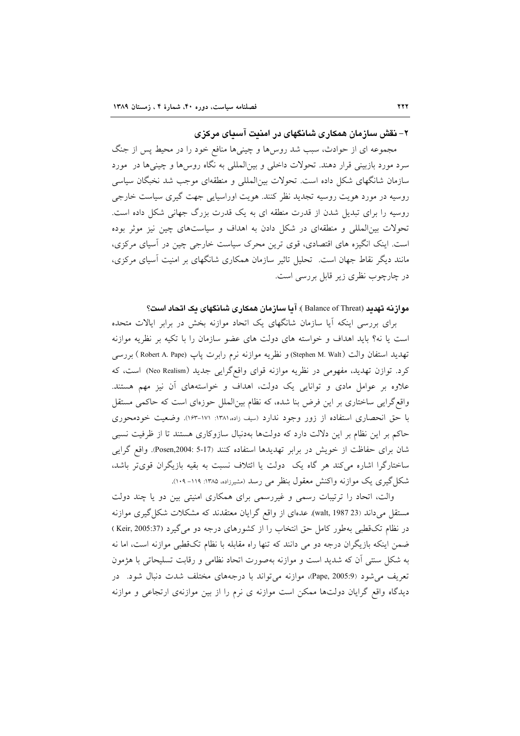## ۲- نقش سازمان همکاری شانگهای در امنیت آسیای مرکزی

مجموعه ای از حوادث، سبب شد روس‌ها و چینی‌ها منافع خود را در محیط پس از جنگ سرد مورد بازبینی قرار دهند. تحولات داخلی و بین‌المللی به نگاه روس‌ها و چینی‌ها در مورد سازمان شانگهای شکل داده است. تحولات بین‌المللی و منطقه‌ای موجب شد نخبگان سیاسی روسیه در مورد هویت روسیه تجدید نظر کنند. هویت اوراسیایی جهت گیری سیاست خارجی روسیه را برای تبدیل شدن از قدرت منطقه ای به یک قدرت بزرگ جهانی شکل داده است. تحولات بین‌المللی و منطقه‌ای در شکل دادن به اهداف و سیاست‌های چین نیز موثر بوده است. اینک انگیزه های اقتصادی، قوی ترین محرک سیاست خارجی چین در آسیای مرکزی، مانند دیگر نقاط جهان است. تحلیل تاثیر سازمان همکاری شانگهای بر امنیت آسیای مرکزی، در چارچوب نظری زیر قابل بررسی است.

### موازنه تهدید (Balance of Threat): آیا سازمان همکاری شانگهای یک اتحاد است؟

برای بررسی اینکه آیا سازمان شانگهای یک اتحاد موازنه بخش در برابر ایالات متحده است یا نه؟ باید اهداف و خواسته های دولت های عضو سازمان را با تکیه بر نظریه موازنه تهدید استفان والت (Stephen M. Walt) و نظریه موازنه نرم رابرت پاپ (Robert A. Pape) بررسی کرد. توازن تهدید، مفهومی در نظریه موازنه قوای واقع‌گرایی جدید (Neo Realism) است، که علاوه بر عوامل مادی و توانایی یک دولت، اهداف و خواسته‌های آن نیز مهم هستند. واقع‌گرایی ساختاری بر این فرض بنا شده، که نظام بین‌الملل حوزه‌ای است که حاکمی مستقل با حق انحصاری استفاده از زور وجود ندارد (سیف زاده،۱۳۸۱: ۱۷۱-۱۶۳). وضعیت خودمحوری حاکم بر این نظام بر این دلالت دارد که دولت‌ها به‌دنبال سازوکاری هستند تا از ظرفیت نسبی شان برای حفاظت از خویش در برابر تهدیدها استفاده کنند (Posen,2004: 5-17). واقع گرایی ساختارگرا اشاره می‌کند هر گاه یک دولت یا ائتلاف نسبت به بقیه بازیگران قوی‌تر باشد، شکل‌گیری یک موازنه واکنش معقول بنظر می رسد (مشیرزاده، ۱۳۸۵: ۱۱۹- ۱۰۹).

والت، اتحاد را ترتیبات رسمی و غیررسمی برای همکاری امنیتی بین دو یا چند دولت مستقل می‌داند (walt, 1987 23). عده‌ای از واقع گرایان معتقدند که مشکلات شکل‌گیری موازنه در نظام تک‌قطبی به‌طور کامل حق انتخاب را از کشورهای درجه دو می‌گیرد (Keir, 2005:37) ضمن اینکه بازیگران درجه دو می دانند که تنها راه مقابله با نظام تک‌قطبی موازنه است، اما نه به شکل سنتی آن که شدید است و موازنه به‌صورت اتحاد نظامی و رقابت تسلیحاتی با هژمون تعریف می‌شود (Pape, 2005:9)، موازنه می‌تواند با درجه‌های مختلف شدت دنبال شود. در دیدگاه واقع گرایان دولت‌ها ممکن است موازنه ی نرم را از بین موازنه‌ی ارتجاعی و موازنه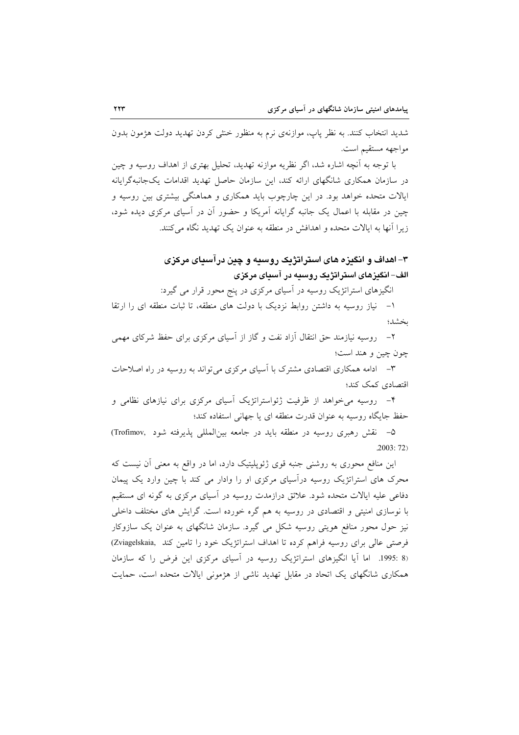شدید انتخاب کنند. به نظر پاپ، موازنه‌ی نرم به منظور خنثی کردن تهدید دولت هژمون بدون مواجهه مستقیم است.

با توجه به آنچه اشاره شد، اگر نظریه موازنه تهدید، تحلیل بهتری از اهداف روسیه و چین در سازمان همکاری شانگهای ارائه کند، این سازمان حاصل تهدید اقدامات یک‌جانبه‌گرایانه ایالات متحده خواهد بود. در این چارچوب باید همکاری و هماهنگی بیشتری بین روسیه و چین در مقابله با اعمال یک جانبه گرایانه آمریکا و حضور آن در آسیای مرکزی دیده شود، زیرا آنها به ایالات متحده و اهدافش در منطقه به عنوان یک تهدید نگاه می‌کنند.

## ۳- اهداف و انگیزه های استراتژیک روسیه و چین درآسیای مرکزی

### الف- انگیزهای استراتژیک روسیه در آسیای مرکزی

انگیزهای استراتژیک روسیه در آسیای مرکزی در پنج محور قرار می گیرد:

۱- نیاز روسیه به داشتن روابط نزدیک با دولت های منطقه، تا ثبات منطقه ای را ارتقا بخشد؛

۲- روسیه نیازمند حق انتقال آزاد نفت و گاز از آسیای مرکزی برای حفظ شرکای مهمی چون چین و هند است؛

۳- ادامه همکاری اقتصادی مشترک با آسیای مرکزی می‌تواند به روسیه در راه اصلاحات اقتصادی کمک کند؛

۴- روسیه می‌خواهد از ظرفیت ژئواستراتژیک آسیای مرکزی برای نیازهای نظامی و حفظ جایگاه روسیه به عنوان قدرت منطقه ای یا جهانی استفاده کند؛

۵- نقش رهبری روسیه در منطقه باید در جامعه بین‌المللی پذیرفته شود (Trofimov, 2003: 72).

این منافع محوری به روشنی جنبه قوی ژئوپلیتیک دارد، اما در واقع به معنی آن نیست که محرک های استراتژیک روسیه درآسیای مرکزی او را وادار می کند با چین وارد یک پیمان دفاعی علیه ایالات متحده شود. علائق درازمدت روسیه در آسیای مرکزی به گونه ای مستقیم با نوسازی امنیتی و اقتصادی در روسیه به هم گره خورده است. گرایش های مختلف داخلی نیز حول محور منافع هویتی روسیه شکل می گیرد. سازمان شانگهای به عنوان یک سازوکار فرصتی عالی برای روسیه فراهم کرده تا اهداف استراتژیک خود را تامین کند (Zviagelskaia, 1995: 8). اما آیا انگیزهای استراتژیک روسیه در آسیای مرکزی این فرض را که سازمان همکاری شانگهای یک اتحاد در مقابل تهدید ناشی از هژمونی ایالات متحده است، حمایت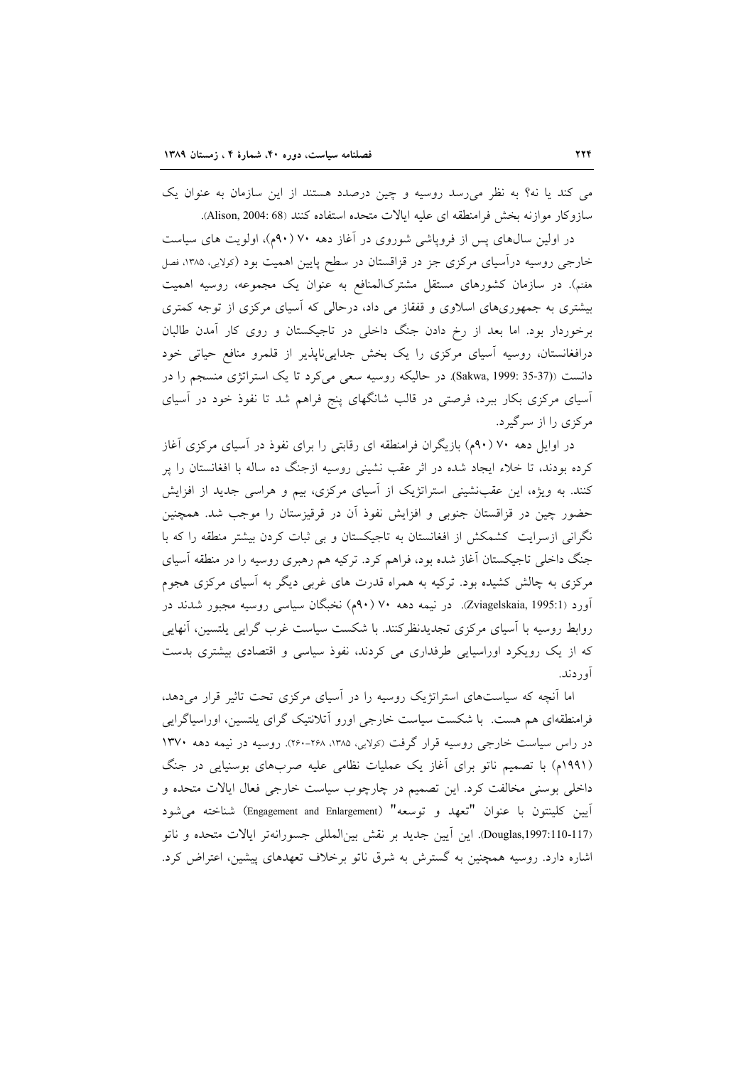می کند یا نه؟ به نظر می‌رسد روسیه و چین درصدد هستند از این سازمان به عنوان یک سازوکار موازنه بخش فرامنطقه ای علیه ایالات متحده استفاده کنند (Alison, 2004: 68).

در اولین سال‌های پس از فروپاشی شوروی در آغاز دهه ۷۰ (۹۰م)، اولویت های سیاست خارجی روسیه درآسیای مرکزی جز در قزاقستان در سطح پایین اهمیت بود (کولایی، ۱۳۸۵، فصل هفتم). در سازمان کشورهای مستقل مشترک‌المنافع به عنوان یک مجموعه، روسیه اهمیت بیشتری به جمهوری‌های اسلاوی و قفقاز می داد، درحالی که آسیای مرکزی از توجه کمتری برخوردار بود. اما بعد از رخ دادن جنگ داخلی در تاجیکستان و روی کار آمدن طالبان درافغانستان، روسیه آسیای مرکزی را یک بخش جدایی‌ناپذیر از قلمرو منافع حیاتی خود دانست ((Sakwa, 1999: 35-37). در حالیکه روسیه سعی می‌کرد تا یک استراتژی منسجم را در آسیای مرکزی بکار ببرد، فرصتی در قالب شانگهای پنج فراهم شد تا نفوذ خود در آسیای مرکزی را از سرگیرد.

در اوایل دهه ۷۰ (۹۰م) بازیگران فرامنطقه ای رقابتی را برای نفوذ در آسیای مرکزی آغاز کرده بودند، تا خلاء ایجاد شده در اثر عقب نشینی روسیه ازجنگ ده ساله با افغانستان را پر کنند. به ویژه، این عقب‌نشینی استراتژیک از آسیای مرکزی، بیم و هراسی جدید از افزایش حضور چین در قزاقستان جنوبی و افزایش نفوذ آن در قرقیزستان را موجب شد. همچنین نگرانی ازسرایت کشمکش از افغانستان به تاجیکستان و بی ثبات کردن بیشتر منطقه را که با جنگ داخلی تاجیکستان آغاز شده بود، فراهم کرد. ترکیه هم رهبری روسیه را در منطقه آسیای مرکزی به چالش کشیده بود. ترکیه به همراه قدرت های غربی دیگر به آسیای مرکزی هجوم آورد (Zviagelskaia, 1995:1). در نیمه دهه ۷۰ (۹۰م) نخبگان سیاسی روسیه مجبور شدند در روابط روسیه با آسیای مرکزی تجدیدنظرکنند. با شکست سیاست غرب گرایی یلتسین، آنهایی که از یک رویکرد اوراسیایی طرفداری می کردند، نفوذ سیاسی و اقتصادی بیشتری بدست آوردند.

اما آنچه که سیاست‌های استراتژیک روسیه را در آسیای مرکزی تحت تاثیر قرار می‌دهد، فرامنطقه‌ای هم هست. با شکست سیاست خارجی اورو آتلانتیک گرای یلتسین، اوراسیاگرایی در راس سیاست خارجی روسیه قرار گرفت (کولایی، ۱۳۸۵، ۲۶۸-۲۶۰). روسیه در نیمه دهه ۱۳۷۰ (۱۹۹۱م) با تصمیم ناتو برای آغاز یک عملیات نظامی علیه صرب‌های بوسنیایی در جنگ داخلی بوسنی مخالفت کرد. این تصمیم در چارچوب سیاست خارجی فعال ایالات متحده و آیین کلینتون با عنوان "تعهد و توسعه" (Engagement and Enlargement) شناخته می‌شود (Douglas,1997:110-117). این آیین جدید بر نقش بین‌المللی جسورانه‌تر ایالات متحده و ناتو اشاره دارد. روسیه همچنین به گسترش به شرق ناتو برخلاف تعهدهای پیشین، اعتراض کرد.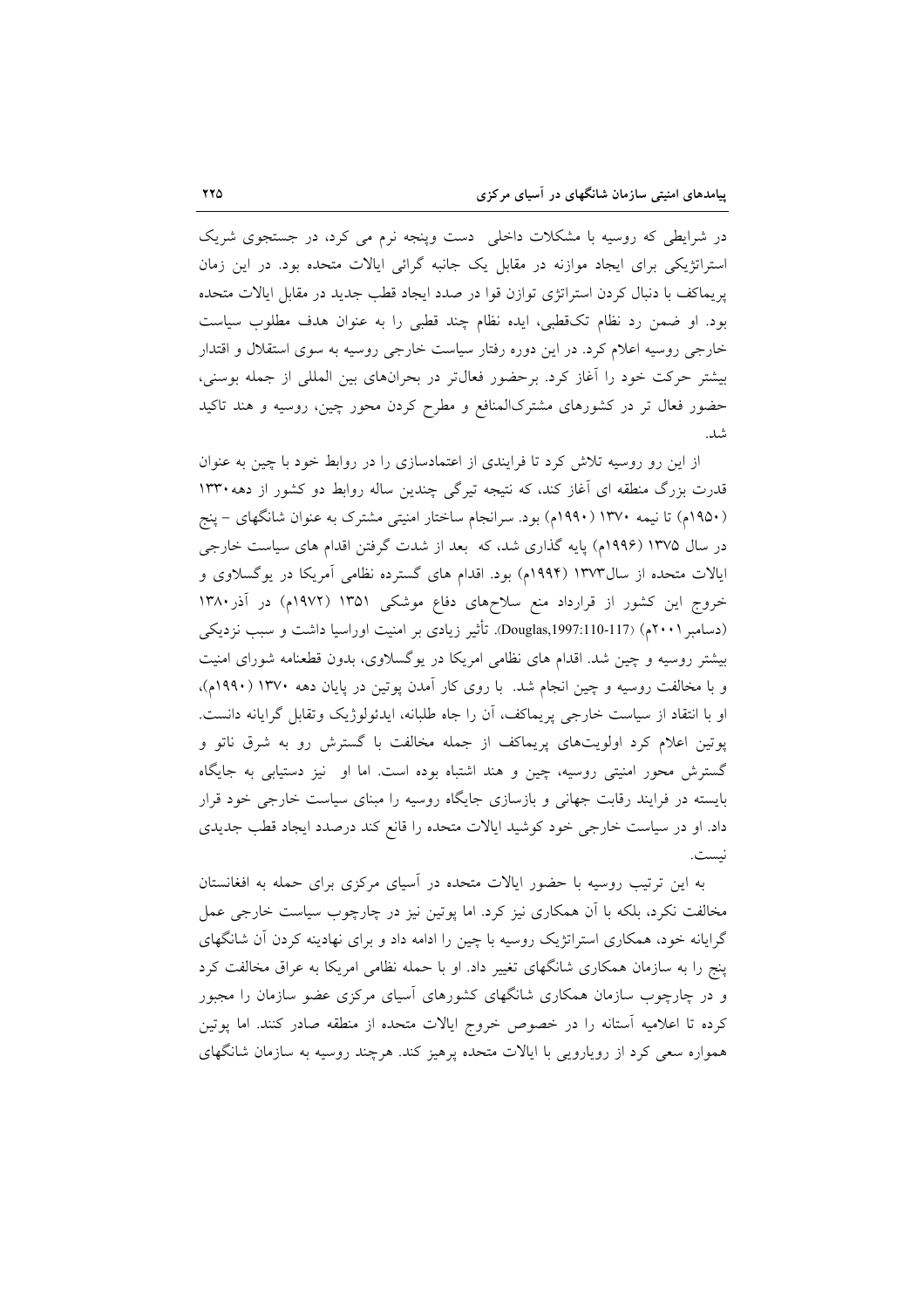در شرایطی که روسیه با مشکلات داخلی دست وپنجه نرم می کرد، در جستجوی شریک استراتژیکی برای ایجاد موازنه در مقابل یک جانبه گرائی ایالات متحده بود. در این زمان پریماکف با دنبال کردن استراتژی توازن قوا در صدد ایجاد قطب جدید در مقابل ایالات متحده بود. او ضمن رد نظام تک‌قطبی، ایده نظام چند قطبی را به عنوان هدف مطلوب سیاست خارجی روسیه اعلام کرد. در این دوره رفتار سیاست خارجی روسیه به سوی استقلال و اقتدار بیشتر حرکت خود را آغاز کرد. برحضور فعال‌تر در بحران‌های بین المللی از جمله بوسنی، حضور فعال تر در کشورهای مشترک‌المنافع و مطرح کردن محور چین، روسیه و هند تاکید شد.

از این رو روسیه تلاش کرد تا فرایندی از اعتمادسازی را در روابط خود با چین به عنوان قدرت بزرگ منطقه ای آغاز کند، که نتیجه تیرگی چندین ساله روابط دو کشور از دهه۱۳۳۰ (۱۹۵۰م) تا نیمه ۱۳۷۰ (۱۹۹۰م) بود. سرانجام ساختار امنیتی مشترک به عنوان شانگهای – پنج در سال ۱۳۷۵ (۱۹۹۶م) پایه گذاری شد، که بعد از شدت گرفتن اقدام های سیاست خارجی ایالات متحده از سال۱۳۷۳ (۱۹۹۴م) بود. اقدام های گسترده نظامی آمریکا در یوگسلاوی و خروج این کشور از قرارداد منع سلاح‌های دفاع موشکی ۱۳۵۱ (۱۹۷۲م) در آذر۱۳۸۰ (دسامبر۲۰۰۱م) (Douglas,1997:110-117). تأثیر زیادی بر امنیت اوراسیا داشت و سبب نزدیکی بیشتر روسیه و چین شد. اقدام های نظامی امریکا در یوگسلاوی، بدون قطعنامه شورای امنیت و با مخالفت روسیه و چین انجام شد. با روی کار آمدن پوتین در پایان دهه ۱۳۷۰ (۱۹۹۰م)، او با انتقاد از سیاست خارجی پریماکف، آن را جاه طلبانه، ایدئولوژیک وتقابل گرایانه دانست. پوتین اعلام کرد اولویت‌های پریماکف از جمله مخالفت با گسترش رو به شرق ناتو و گسترش محور امنیتی روسیه، چین و هند اشتباه بوده است. اما او نیز دستیابی به جایگاه بایسته در فرایند رقابت جهانی و بازسازی جایگاه روسیه را مبنای سیاست خارجی خود قرار داد. او در سیاست خارجی خود کوشید ایالات متحده را قانع کند درصدد ایجاد قطب جدیدی نیست.

به این ترتیب روسیه با حضور ایالات متحده در آسیای مرکزی برای حمله به افغانستان مخالفت نکرد، بلکه با آن همکاری نیز کرد. اما پوتین نیز در چارچوب سیاست خارجی عمل گرایانه خود، همکاری استراتژیک روسیه با چین را ادامه داد و برای نهادینه کردن آن شانگهای پنج را به سازمان همکاری شانگهای تغییر داد. او با حمله نظامی امریکا به عراق مخالفت کرد و در چارچوب سازمان همکاری شانگهای کشورهای آسیای مرکزی عضو سازمان را مجبور کرده تا اعلامیه آستانه را در خصوص خروج ایالات متحده از منطقه صادر کنند. اما پوتین همواره سعی کرد از رویارویی با ایالات متحده پرهیز کند. هرچند روسیه به سازمان شانگهای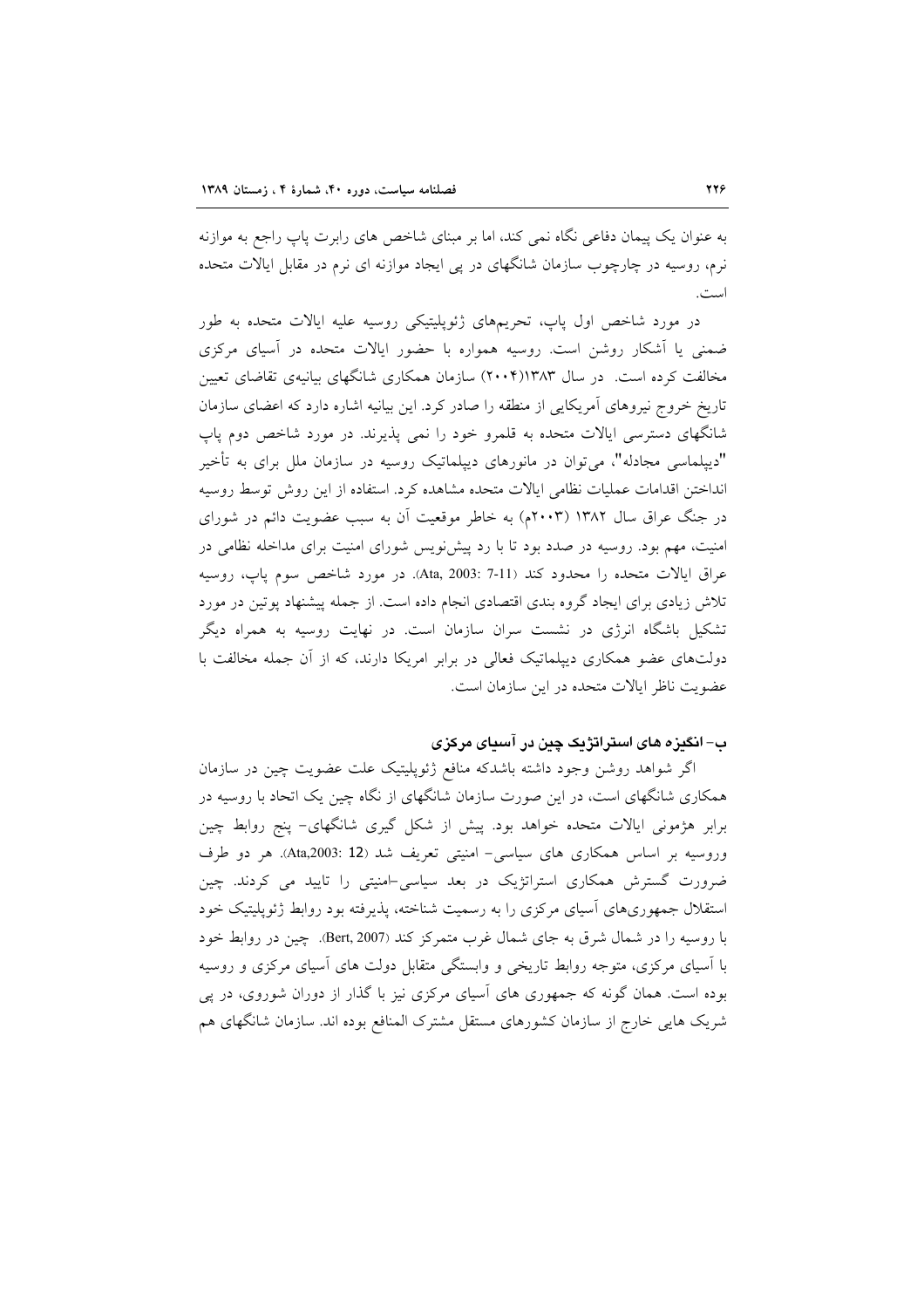به عنوان یک پیمان دفاعی نگاه نمی کند، اما بر مبنای شاخص های رابرت پاپ راجع به موازنه نرم، روسیه در چارچوب سازمان شانگهای در پی ایجاد موازنه ای نرم در مقابل ایالات متحده است.

در مورد شاخص اول پاپ، تحریمهای ژئوپلیتیکی روسیه علیه ایالات متحده به طور ضمنی یا آشکار روشن است. روسیه همواره با حضور ایالات متحده در آسیای مرکزی مخالفت کرده است. در سال ۱۳۸۳(۲۰۰۴) سازمان همکاری شانگهای بیانیه‌ی تقاضای تعیین تاریخ خروج نیروهای آمریکایی از منطقه را صادر کرد. این بیانیه اشاره دارد که اعضای سازمان شانگهای دسترسی ایالات متحده به قلمرو خود را نمی پذیرند. در مورد شاخص دوم پاپ "دیپلماسی مجادله"، می‌توان در مانورهای دیپلماتیک روسیه در سازمان ملل برای به تأخیر انداختن اقدامات عملیات نظامی ایالات متحده مشاهده کرد. استفاده از این روش توسط روسیه در جنگ عراق سال ۱۳۸۲ (۲۰۰۳م) به خاطر موقعیت آن به سبب عضویت دائم در شورای امنیت، مهم بود. روسیه در صدد بود تا با رد پیش‌نویس شورای امنیت برای مداخله نظامی در عراق ایالات متحده را محدود کند (Ata, 2003: 7-11). در مورد شاخص سوم پاپ، روسیه تلاش زیادی برای ایجاد گروه بندی اقتصادی انجام داده است. از جمله پیشنهاد پوتین در مورد تشکیل باشگاه انرژی در نشست سران سازمان است. در نهایت روسیه به همراه دیگر دولت‌های عضو همکاری دیپلماتیک فعالی در برابر امریکا دارند، که از آن جمله مخالفت با عضویت ناظر ایالات متحده در این سازمان است.

### ب- انگیزه های استراتژیک چین در آسیای مرکزی

اگر شواهد روشن وجود داشته باشدکه منافع ژئوپلیتیک علت عضویت چین در سازمان همکاری شانگهای است، در این صورت سازمان شانگهای از نگاه چین یک اتحاد با روسیه در برابر هژمونی ایالات متحده خواهد بود. پیش از شکل گیری شانگهای- پنج روابط چین وروسیه بر اساس همکاری های سیاسی- امنیتی تعریف شد (Ata,2003: 12). هر دو طرف ضرورت گسترش همکاری استراتژیک در بعد سیاسی-امنیتی را تایید می کردند. چین استقلال جمهوری‌های آسیای مرکزی را به رسمیت شناخته، پذیرفته بود روابط ژئوپلیتیک خود با روسیه را در شمال شرق به جای شمال غرب متمرکز کند (Bert, 2007). چین در روابط خود با آسیای مرکزی، متوجه روابط تاریخی و وابستگی متقابل دولت های آسیای مرکزی و روسیه بوده است. همان گونه که جمهوری های آسیای مرکزی نیز با گذار از دوران شوروی، در پی شریک هایی خارج از سازمان کشورهای مستقل مشترک المنافع بوده اند. سازمان شانگهای هم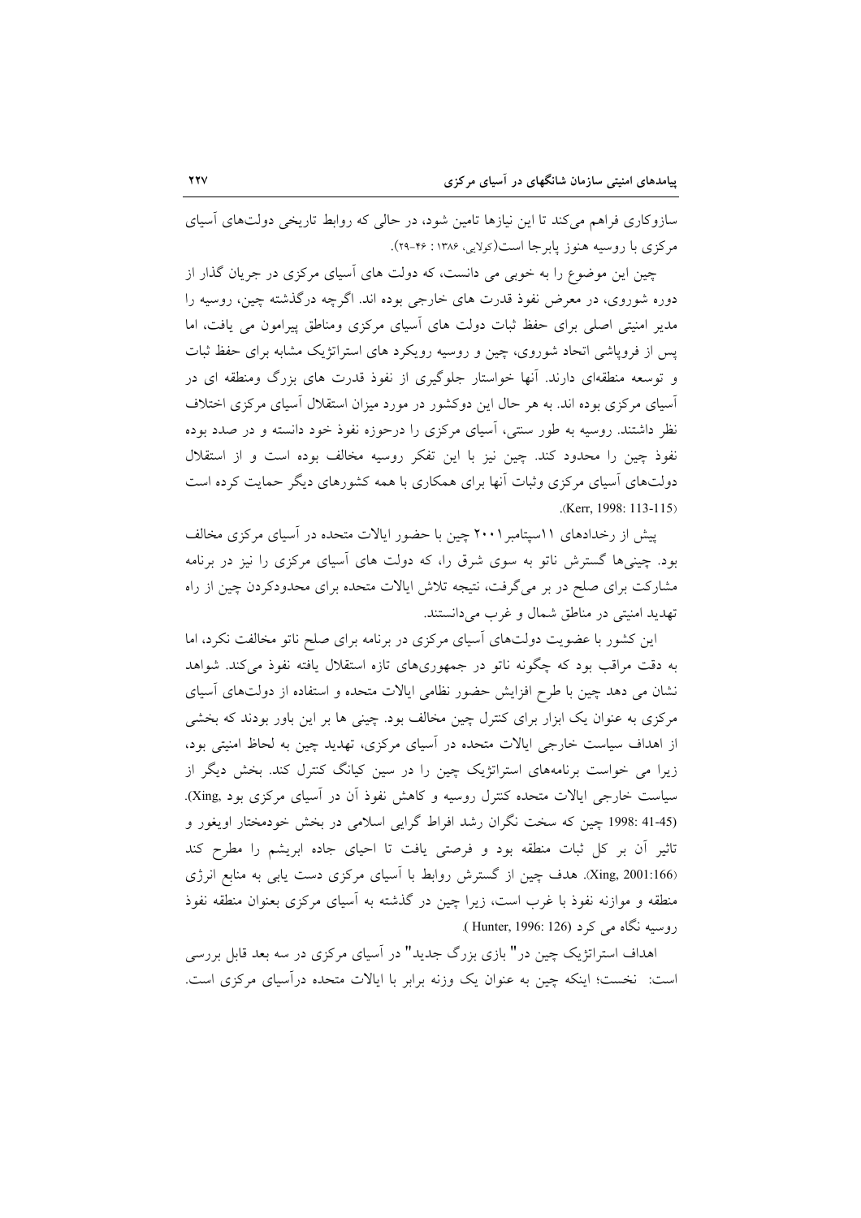سازوکاری فراهم می‌کند تا این نیازها تامین شود، در حالی که روابط تاریخی دولت‌های آسیای مرکزی با روسیه هنوز پابرجا است(کولایی، ۱۳۸۶ : ۴۶-۲۹).

چین این موضوع را به خوبی می دانست، که دولت های آسیای مرکزی در جریان گذار از دوره شوروی، در معرض نفوذ قدرت های خارجی بوده اند. اگرچه درگذشته چین، روسیه را مدیر امنیتی اصلی برای حفظ ثبات دولت های آسیای مرکزی ومناطق پیرامون می یافت، اما پس از فروپاشی اتحاد شوروی، چین و روسیه رویکرد های استراتژیک مشابه برای حفظ ثبات و توسعه منطقه‌ای دارند. آنها خواستار جلوگیری از نفوذ قدرت های بزرگ ومنطقه ای در آسیای مرکزی بوده اند. به هر حال این دوکشور در مورد میزان استقلال آسیای مرکزی اختلاف نظر داشتند. روسیه به طور سنتی، آسیای مرکزی را درحوزه نفوذ خود دانسته و در صدد بوده نفوذ چین را محدود کند. چین نیز با این تفکر روسیه مخالف بوده است و از استقلال دولت‌های آسیای مرکزی وثبات آنها برای همکاری با همه کشورهای دیگر حمایت کرده است (Kerr, 1998: 113-115).

پیش از رخدادهای ۱۱سپتامبر۲۰۰۱ چین با حضور ایالات متحده در آسیای مرکزی مخالف بود. چینی‌ها گسترش ناتو به سوی شرق را، که دولت های آسیای مرکزی را نیز در برنامه مشارکت برای صلح در بر می‌گرفت، نتیجه تلاش ایالات متحده برای محدودکردن چین از راه تهدید امنیتی در مناطق شمال و غرب می‌دانستند.

این کشور با عضویت دولت‌های آسیای مرکزی در برنامه برای صلح ناتو مخالفت نکرد، اما به دقت مراقب بود که چگونه ناتو در جمهوری‌های تازه استقلال یافته نفوذ می‌کند. شواهد نشان می دهد چین با طرح افزایش حضور نظامی ایالات متحده و استفاده از دولت‌های آسیای مرکزی به عنوان یک ابزار برای کنترل چین مخالف بود. چینی ها بر این باور بودند که بخشی از اهداف سیاست خارجی ایالات متحده در آسیای مرکزی، تهدید چین به لحاظ امنیتی بود، زیرا می خواست برنامه‌های استراتژیک چین را در سین کیانگ کنترل کند. بخش دیگر از سیاست خارجی ایالات متحده کنترل روسیه و کاهش نفوذ آن در آسیای مرکزی بود (Xing, 1998: 41-45). چین که سخت نگران رشد افراط گرایی اسلامی در بخش خودمختار اویغور و تاثیر آن بر کل ثبات منطقه بود و فرصتی یافت تا احیای جاده ابریشم را مطرح کند (Xing, 2001:166). هدف چین از گسترش روابط با آسیای مرکزی دست یابی به منابع انرژی منطقه و موازنه نفوذ با غرب است، زیرا چین در گذشته به آسیای مرکزی بعنوان منطقه نفوذ روسیه نگاه می کرد (Hunter, 1996: 126).

اهداف استراتژیک چین در" بازی بزرگ جدید" در آسیای مرکزی در سه بعد قابل بررسی است: نخست؛ اینکه چین به عنوان یک وزنه برابر با ایالات متحده درآسیای مرکزی است.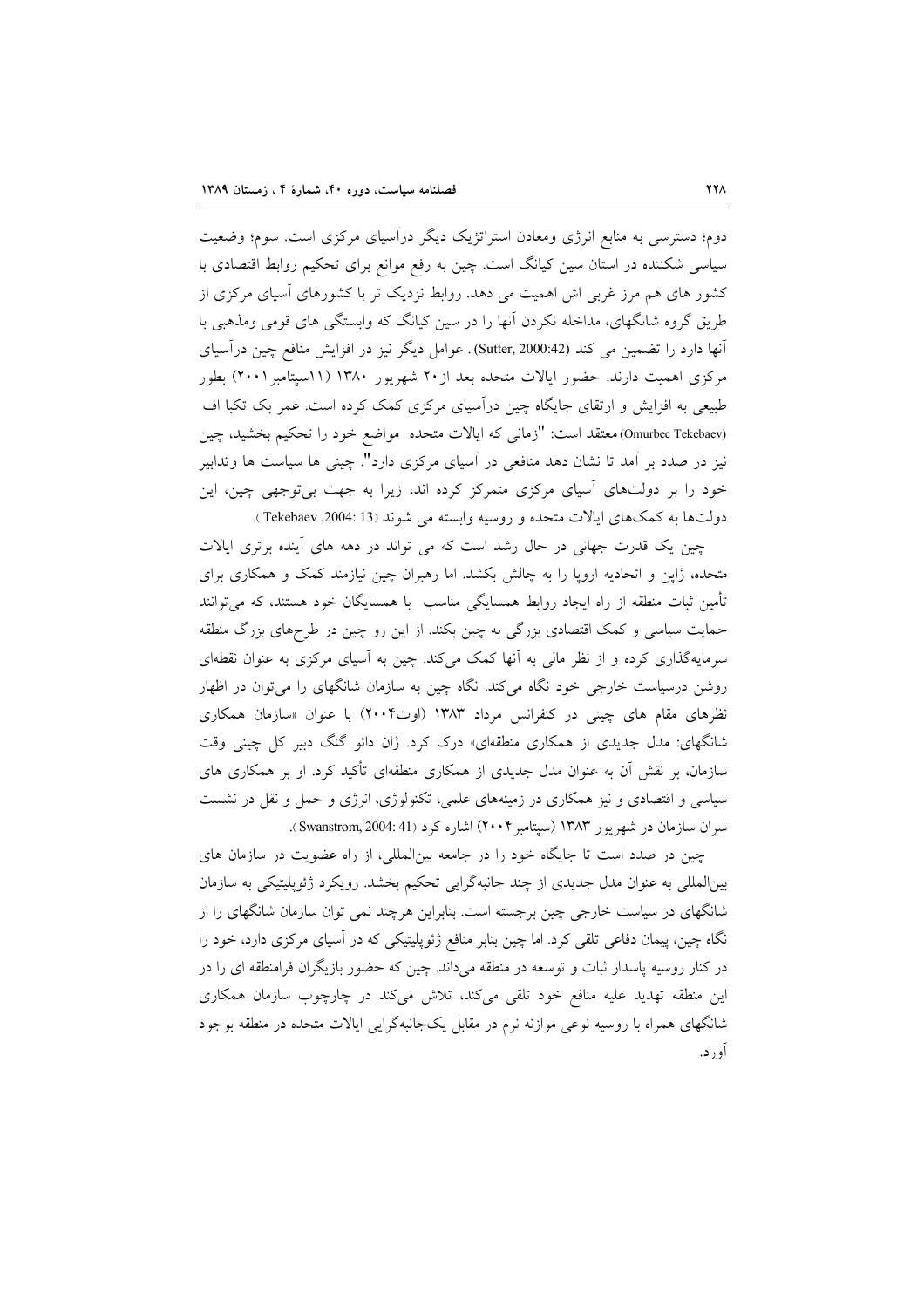دوم؛ دسترسی به منابع انرژی ومعادن استراتژیک دیگر درآسیای مرکزی است. سوم؛ وضعیت سیاسی شکننده در استان سین کیانگ است. چین به رفع موانع برای تحکیم روابط اقتصادی با کشور های هم مرز غربی اش اهمیت می دهد. روابط نزدیک تر با کشورهای آسیای مرکزی از طریق گروه شانگهای، مداخله نکردن آنها را در سین کیانگ که وابستگی های قومی ومذهبی با آنها دارد را تضمین می کند (Sutter, 2000:42) . عوامل دیگر نیز در افزایش منافع چین درآسیای مرکزی اهمیت دارند. حضور ایالات متحده بعد از۲۰ شهریور ۱۳۸۰ (۱۱سپتامبر۲۰۰۱) بطور طبیعی به افزایش و ارتقای جایگاه چین درآسیای مرکزی کمک کرده است. عمر بک تکبا اف (Omurbec Tekebaev) معتقد است: "زمانی که ایالات متحده مواضع خود را تحکیم بخشید، چین نیز در صدد بر آمد تا نشان دهد منافعی در آسیای مرکزی دارد". چینی ها سیاست ها وتدابیر خود را بر دولت‌های آسیای مرکزی متمرکز کرده اند، زیرا به جهت بی‌توجهی چین، این دولت‌ها به کمک‌های ایالات متحده و روسیه وابسته می شوند (Tekebaev ,2004: 13 ).

چین یک قدرت جهانی در حال رشد است که می تواند در دهه های آینده برتری ایالات متحده، ژاپن و اتحادیه اروپا را به چالش بکشد. اما رهبران چین نیازمند کمک و همکاری برای تأمین ثبات منطقه از راه ایجاد روابط همسایگی مناسب با همسایگان خود هستند، که می‌توانند حمایت سیاسی و کمک اقتصادی بزرگی به چین بکند. از این رو چین در طرح‌های بزرگ منطقه سرمایه‌گذاری کرده و از نظر مالی به آنها کمک می‌کند. چین به آسیای مرکزی به عنوان نقطه‌ای روشن درسیاست خارجی خود نگاه می‌کند. نگاه چین به سازمان شانگهای را می‌توان در اظهار نظرهای مقام های چینی در کنفرانس مرداد ۱۳۸۳ (اوت۲۰۰۴) با عنوان «سازمان همکاری شانگهای: مدل جدیدی از همکاری منطقه‌ای» درک کرد. ژان دائو گنگ دبیر کل چینی وقت سازمان، بر نقش آن به عنوان مدل جدیدی از همکاری منطقه‌ای تأکید کرد. او بر همکاری های سیاسی و اقتصادی و نیز همکاری در زمینه‌های علمی، تکنولوژی، انرژی و حمل و نقل در نشست سران سازمان در شهریور ۱۳۸۳ (سپتامبر۲۰۰۴) اشاره کرد (Swanstrom, 2004: 41 ).

چین در صدد است تا جایگاه خود را در جامعه بین‌المللی، از راه عضویت در سازمان های بین‌المللی به عنوان مدل جدیدی از چند جانبه‌گرایی تحکیم بخشد. رویکرد ژئوپلیتیکی به سازمان شانگهای در سیاست خارجی چین برجسته است. بنابراین هرچند نمی توان سازمان شانگهای را از نگاه چین، پیمان دفاعی تلقی کرد. اما چین بنابر منافع ژئوپلیتیکی که در آسیای مرکزی دارد، خود را در کنار روسیه پاسدار ثبات و توسعه در منطقه می‌داند. چین که حضور بازیگران فرامنطقه ای را در این منطقه تهدید علیه منافع خود تلقی می‌کند، تلاش می‌کند در چارچوب سازمان همکاری شانگهای همراه با روسیه نوعی موازنه نرم در مقابل یک‌جانبه‌گرایی ایالات متحده در منطقه بوجود آورد.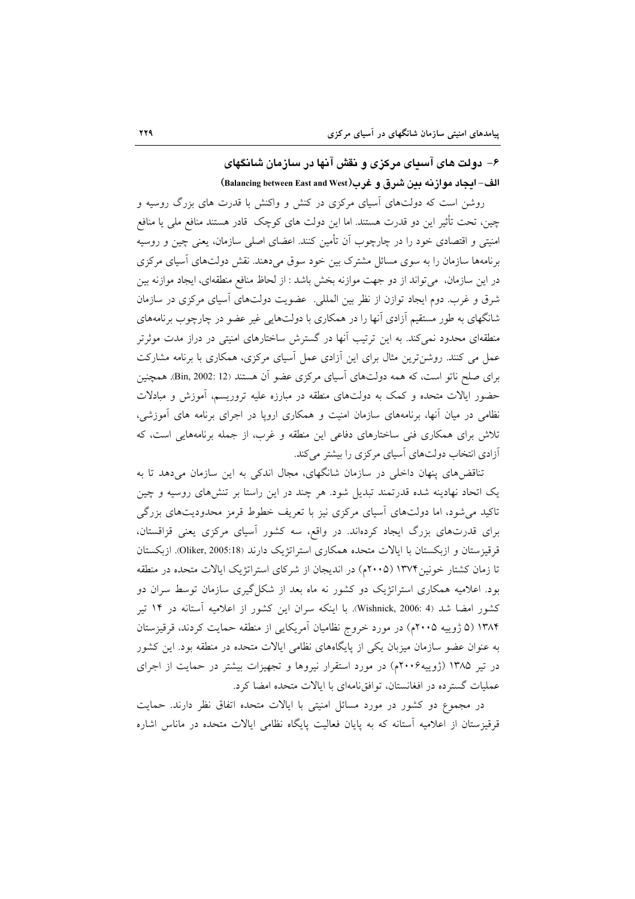## ۶- دولت های آسیای مرکزی و نقش آنها در سازمان شانگهای

### الف- ایجاد موازنه بین شرق و غرب(Balancing between East and West)

روشن است که دولت‌های آسیای مرکزی در کنش و واکنش با قدرت های بزرگ روسیه و چین، تحت تأثیر این دو قدرت هستند. اما این دولت های کوچک قادر هستند منافع ملی یا منافع امنیتی و اقتصادی خود را در چارچوب آن تأمین کنند. اعضای اصلی سازمان، یعنی چین و روسیه برنامه‌ها سازمان را به سوی مسائل مشترک بین خود سوق می‌دهند. نقش دولت‌های آسیای مرکزی در این سازمان، می‌تواند از دو جهت موازنه بخش باشد : از لحاظ منافع منطقه‌ای، ایجاد موازنه بین شرق و غرب. دوم ایجاد توازن از نظر بین المللی. عضویت دولت‌های آسیای مرکزی در سازمان شانگهای به طور مستقیم آزادی آنها را در همکاری با دولت‌هایی غیر عضو در چارچوب برنامه‌های منطقه‌ای محدود نمی‌کند. به این ترتیب آنها در گسترش ساختارهای امنیتی در دراز مدت موثرتر عمل می کنند. روشن‌ترین مثال برای این آزادی عمل آسیای مرکزی، همکاری با برنامه مشارکت برای صلح ناتو است، که همه دولت‌های آسیای مرکزی عضو آن هستند (Bin, 2002: 12). همچنین حضور ایالات متحده و کمک به دولت‌های منطقه در مبارزه علیه تروریسم، آموزش و مبادلات نظامی در میان آنها، برنامه‌های سازمان امنیت و همکاری اروپا در اجرای برنامه های آموزشی، تلاش برای همکاری فنی ساختارهای دفاعی این منطقه و غرب، از جمله برنامه‌هایی است، که آزادی انتخاب دولت‌های آسیای مرکزی را بیشتر می‌کند.

تناقض‌های پنهان داخلی در سازمان شانگهای، مجال اندکی به این سازمان می‌دهد تا به یک اتحاد نهادینه شده قدرتمند تبدیل شود. هر چند در این راستا بر تنش‌های روسیه و چین تاکید می‌شود، اما دولت‌های آسیای مرکزی نیز با تعریف خطوط قرمز محدودیت‌های بزرگی برای قدرت‌های بزرگ ایجاد کرده‌اند. در واقع، سه کشور آسیای مرکزی یعنی قزاقستان، قرقیزستان و ازبکستان با ایالات متحده همکاری استراتژیک دارند (Oliker, 2005:18). ازبکستان تا زمان کشتار خونین۱۳۷۴ (۲۰۰۵م) در اندیجان از شرکای استراتژیک ایالات متحده در منطقه بود. اعلامیه همکاری استراتژیک دو کشور نه ماه بعد از شکل‌گیری سازمان توسط سران دو کشور امضا شد (Wishnick, 2006: 4). با اینکه سران این کشور از اعلامیه آستانه در ۱۴ تیر ۱۳۸۴ (۵ ژوییه ۲۰۰۵م) در مورد خروج نظامیان آمریکایی از منطقه حمایت کردند، قرقیزستان به عنوان عضو سازمان میزبان یکی از پایگاه‌های نظامی ایالات متحده در منطقه بود. این کشور در تیر ۱۳۸۵ (ژوییه۲۰۰۶م) در مورد استقرار نیروها و تجهیزات بیشتر در حمایت از اجرای عملیات گسترده در افغانستان، توافق‌نامه‌ای با ایالات متحده امضا کرد.

در مجموع دو کشور در مورد مسائل امنیتی با ایالات متحده اتفاق نظر دارند. حمایت قرقیزستان از اعلامیه آستانه که به پایان فعالیت پایگاه نظامی ایالات متحده در ماناس اشاره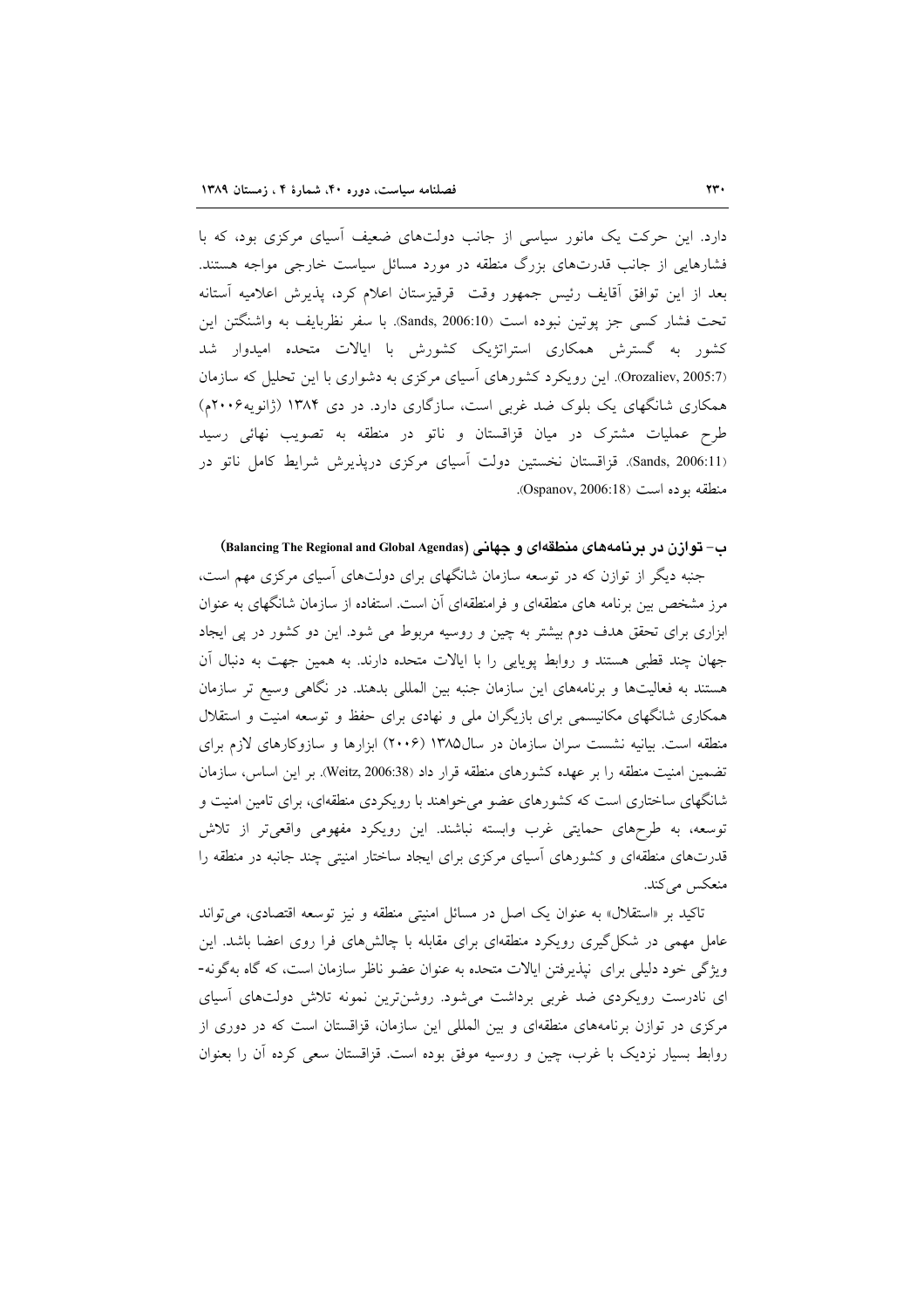دارد. این حرکت یک مانور سیاسی از جانب دولت‌های ضعیف آسیای مرکزی بود، که با فشارهایی از جانب قدرت‌های بزرگ منطقه در مورد مسائل سیاست خارجی مواجه هستند. بعد از این توافق آقایف رئیس جمهور وقت قرقیزستان اعلام کرد، پذیرش اعلامیه آستانه تحت فشار کسی جز پوتین نبوده است (Sands, 2006:10). با سفر نظربایف به واشنگتن این کشور به گسترش همکاری استراتژیک کشورش با ایالات متحده امیدوار شد (Orozaliev, 2005:7). این رویکرد کشورهای آسیای مرکزی به دشواری با این تحلیل که سازمان همکاری شانگهای یک بلوک ضد غربی است، سازگاری دارد. در دی ۱۳۸۴ (ژانویه۲۰۰۶م) طرح عملیات مشترک در میان قزاقستان و ناتو در منطقه به تصویب نهائی رسید (Sands, 2006:11). قزاقستان نخستین دولت آسیای مرکزی درپذیرش شرایط کامل ناتو در منطقه بوده است (Ospanov, 2006:18).

### ب- توازن در برنامه‌های منطقه‌ای و جهانی (Balancing The Regional and Global Agendas)

جنبه دیگر از توازن که در توسعه سازمان شانگهای برای دولت‌های آسیای مرکزی مهم است، مرز مشخص بین برنامه های منطقه‌ای و فرامنطقه‌ای آن است. استفاده از سازمان شانگهای به عنوان ابزاری برای تحقق هدف دوم بیشتر به چین و روسیه مربوط می شود. این دو کشور در پی ایجاد جهان چند قطبی هستند و روابط پویایی را با ایالات متحده دارند. به همین جهت به دنبال آن هستند به فعالیت‌ها و برنامه‌های این سازمان جنبه بین المللی بدهند. در نگاهی وسیع تر سازمان همکاری شانگهای مکانیسمی برای بازیگران ملی و نهادی برای حفظ و توسعه امنیت و استقلال منطقه است. بیانیه نشست سران سازمان در سال۱۳۸۵ (۲۰۰۶) ابزارها و سازوکارهای لازم برای تضمین امنیت منطقه را بر عهده کشورهای منطقه قرار داد (Weitz, 2006:38). بر این اساس، سازمان شانگهای ساختاری است که کشورهای عضو می‌خواهند با رویکردی منطقه‌ای، برای تامین امنیت و توسعه، به طرح‌های حمایتی غرب وابسته نباشند. این رویکرد مفهومی واقعی‌تر از تلاش قدرت‌های منطقه‌ای و کشورهای آسیای مرکزی برای ایجاد ساختار امنیتی چند جانبه در منطقه را منعکس می‌کند.

تاکید بر «استقلال» به عنوان یک اصل در مسائل امنیتی منطقه و نیز توسعه اقتصادی، می‌تواند عامل مهمی در شکل‌گیری رویکرد منطقه‌ای برای مقابله با چالش‌های فرا روی اعضا باشد. این ویژگی خود دلیلی برای نپذیرفتن ایالات متحده به عنوان عضو ناظر سازمان است، که گاه به‌گونه‌ای نادرست رویکردی ضد غربی برداشت می‌شود. روشن‌ترین نمونه تلاش دولت‌های آسیای مرکزی در توازن برنامه‌های منطقه‌ای و بین المللی این سازمان، قزاقستان است که در دوری از روابط بسیار نزدیک با غرب، چین و روسیه موفق بوده است. قزاقستان سعی کرده آن را بعنوان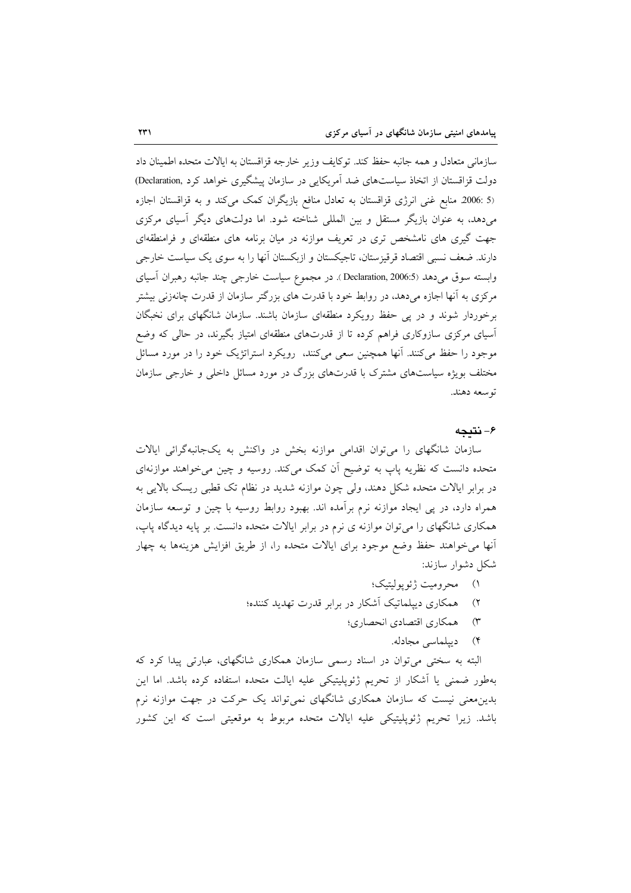سازمانی متعادل و همه جانبه حفظ کند. توکایف وزیر خارجه قزاقستان به ایالات متحده اطمینان داد دولت قزاقستان از اتخاذ سیاست‌های ضد آمریکایی در سازمان پیشگیری خواهد کرد (Declaration, 2006: 5). منابع غنی انرژی قزاقستان به تعادل منافع بازیگران کمک می‌کند و به قزاقستان اجازه می‌دهد، به عنوان بازیگر مستقل و بین المللی شناخته شود. اما دولت‌های دیگر آسیای مرکزی جهت گیری های نامشخص تری در تعریف موازنه در میان برنامه های منطقه‌ای و فرامنطقه‌ای دارند. ضعف نسبی اقتصاد قرقیزستان، تاجیکستان و ازبکستان آنها را به سوی یک سیاست خارجی وابسته سوق می‌دهد (Declaration, 2006:5). در مجموع سیاست خارجی چند جانبه رهبران آسیای مرکزی به آنها اجازه می‌دهد، در روابط خود با قدرت های بزرگتر سازمان از قدرت چانه‌زنی بیشتر برخوردار شوند و در پی حفظ رویکرد منطقه‌ای سازمان باشند. سازمان شانگهای برای نخبگان آسیای مرکزی سازوکاری فراهم کرده تا از قدرت‌های منطقه‌ای امتیاز بگیرند، در حالی که وضع موجود را حفظ می‌کنند. آنها همچنین سعی می‌کنند، رویکرد استراتژیک خود را در مورد مسائل مختلف بویژه سیاست‌های مشترک با قدرت‌های بزرگ در مورد مسائل داخلی و خارجی سازمان توسعه دهند.

## ۶- نتیجه

سازمان شانگهای را می‌توان اقدامی موازنه بخش در واکنش به یک‌جانبه‌گرائی ایالات متحده دانست که نظریه پاپ به توضیح آن کمک می‌کند. روسیه و چین می‌خواهند موازنه‌ای در برابر ایالات متحده شکل دهند، ولی چون موازنه شدید در نظام تک قطبی ریسک بالایی به همراه دارد، در پی ایجاد موازنه نرم برآمده اند. بهبود روابط روسیه با چین و توسعه سازمان همکاری شانگهای را می‌توان موازنه ی نرم در برابر ایالات متحده دانست. بر پایه دیدگاه پاپ، آنها می‌خواهند حفظ وضع موجود برای ایالات متحده را، از طریق افزایش هزینه‌ها به چهار شکل دشوار سازند:

۱) محرومیت ژئوپولیتیک؛
۲) همکاری دیپلماتیک آشکار در برابر قدرت تهدید کننده؛
۳) همکاری اقتصادی انحصاری؛
۴) دیپلماسی مجادله.

البته به سختی می‌توان در اسناد رسمی سازمان همکاری شانگهای، عبارتی پیدا کرد که به‌طور ضمنی یا آشکار از تحریم ژئوپلیتیکی علیه ایالت متحده استفاده کرده باشد. اما این بدین‌معنی نیست که سازمان همکاری شانگهای نمی‌تواند یک حرکت در جهت موازنه نرم باشد. زیرا تحریم ژئوپلیتیکی علیه ایالات متحده مربوط به موقعیتی است که این کشور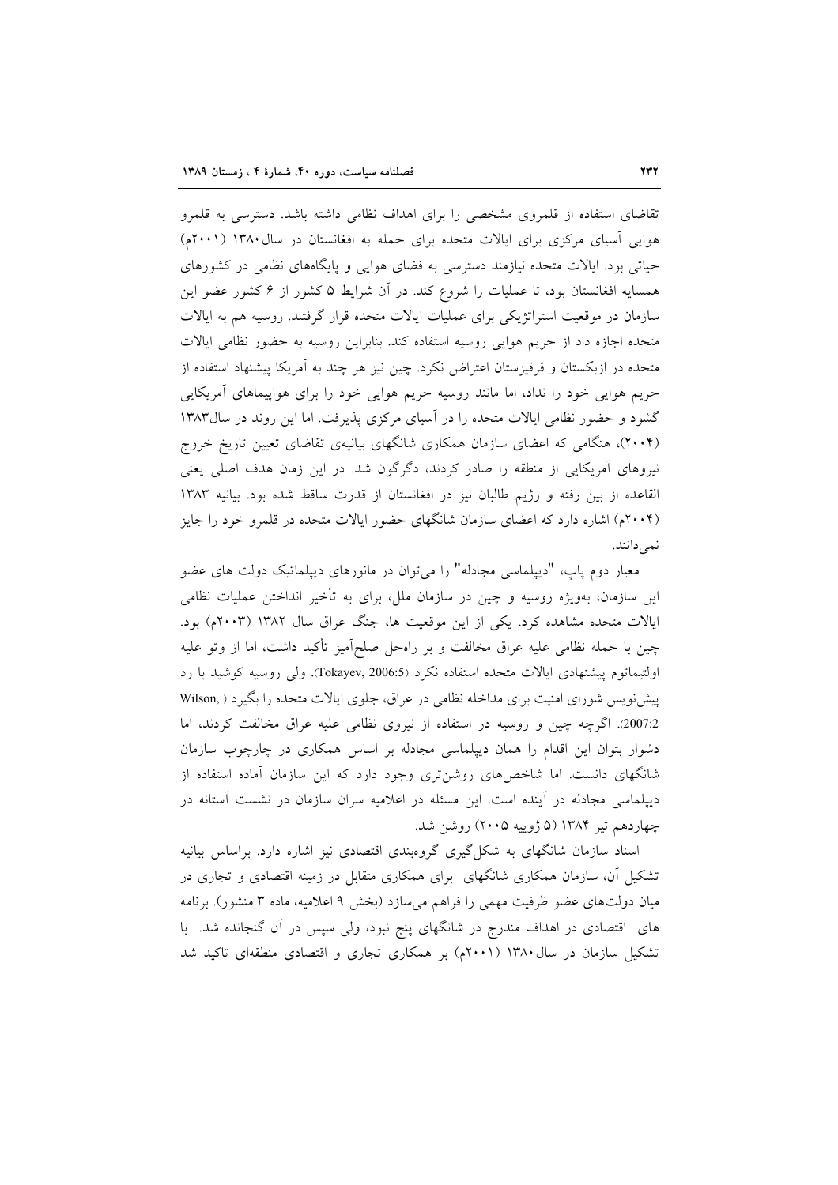تقاضای استفاده از قلمروی مشخصی را برای اهداف نظامی داشته باشد. دسترسی به قلمرو هوایی آسیای مرکزی برای ایالات متحده برای حمله به افغانستان در سال ۱۳۸۰ (۲۰۰۱م) حیاتی بود. ایالات متحده نیازمند دسترسی به فضای هوایی و پایگاه‌های نظامی در کشورهای همسایه افغانستان بود، تا عملیات را شروع کند. در آن شرایط ۵ کشور از ۶ کشور عضو این سازمان در موقعیت استراتژیکی برای عملیات ایالات متحده قرار گرفتند. روسیه هم به ایالات متحده اجازه داد از حریم هوایی روسیه استفاده کند. بنابراین روسیه به حضور نظامی ایالات متحده در ازبکستان و قرقیزستان اعتراض نکرد. چین نیز هر چند به آمریکا پیشنهاد استفاده از حریم هوایی خود را نداد، اما مانند روسیه حریم هوایی خود را برای هواپیماهای آمریکایی گشود و حضور نظامی ایالات متحده را در آسیای مرکزی پذیرفت. اما این روند در سال۱۳۸۳ (۲۰۰۴)، هنگامی که اعضای سازمان همکاری شانگهای بیانیه‌ی تقاضای تعیین تاریخ خروج نیروهای آمریکایی از منطقه را صادر کردند، دگرگون شد. در این زمان هدف اصلی یعنی القاعده از بین رفته و رژیم طالبان نیز در افغانستان از قدرت ساقط شده بود. بیانیه ۱۳۸۳ (۲۰۰۴م) اشاره دارد که اعضای سازمان شانگهای حضور ایالات متحده در قلمرو خود را جایز نمی‌دانند.

معیار دوم پاپ، "دیپلماسی مجادله" را می‌توان در مانورهای دیپلماتیک دولت های عضو این سازمان، به‌ویژه روسیه و چین در سازمان ملل، برای به تأخیر انداختن عملیات نظامی ایالات متحده مشاهده کرد. یکی از این موقعیت ها، جنگ عراق سال ۱۳۸۲ (۲۰۰۳م) بود. چین با حمله نظامی علیه عراق مخالفت و بر راه‌حل صلح‌آمیز تأکید داشت، اما از وتو علیه اولتیماتوم پیشنهادی ایالات متحده استفاده نکرد (Tokayev, 2006:5). ولی روسیه کوشید با رد پیش‌نویس شورای امنیت برای مداخله نظامی در عراق، جلوی ایالات متحده را بگیرد (Wilson, 2007:2). اگرچه چین و روسیه در استفاده از نیروی نظامی علیه عراق مخالفت کردند، اما دشوار بتوان این اقدام را همان دیپلماسی مجادله بر اساس همکاری در چارچوب سازمان شانگهای دانست. اما شاخص‌های روشن‌تری وجود دارد که این سازمان آماده استفاده از دیپلماسی مجادله در آینده است. این مسئله در اعلامیه سران سازمان در نشست آستانه در چهاردهم تیر ۱۳۸۴ (۵ ژوییه ۲۰۰۵) روشن شد.

اسناد سازمان شانگهای به شکل‌گیری گروه‌بندی اقتصادی نیز اشاره دارد. براساس بیانیه تشکیل آن، سازمان همکاری شانگهای برای همکاری متقابل در زمینه اقتصادی و تجاری در میان دولت‌های عضو ظرفیت مهمی را فراهم می‌سازد (بخش ۹ اعلامیه، ماده ۳ منشور). برنامه های اقتصادی در اهداف مندرج در شانگهای پنج نبود، ولی سپس در آن گنجانده شد. با تشکیل سازمان در سال ۱۳۸۰ (۲۰۰۱م) بر همکاری تجاری و اقتصادی منطقه‌ای تاکید شد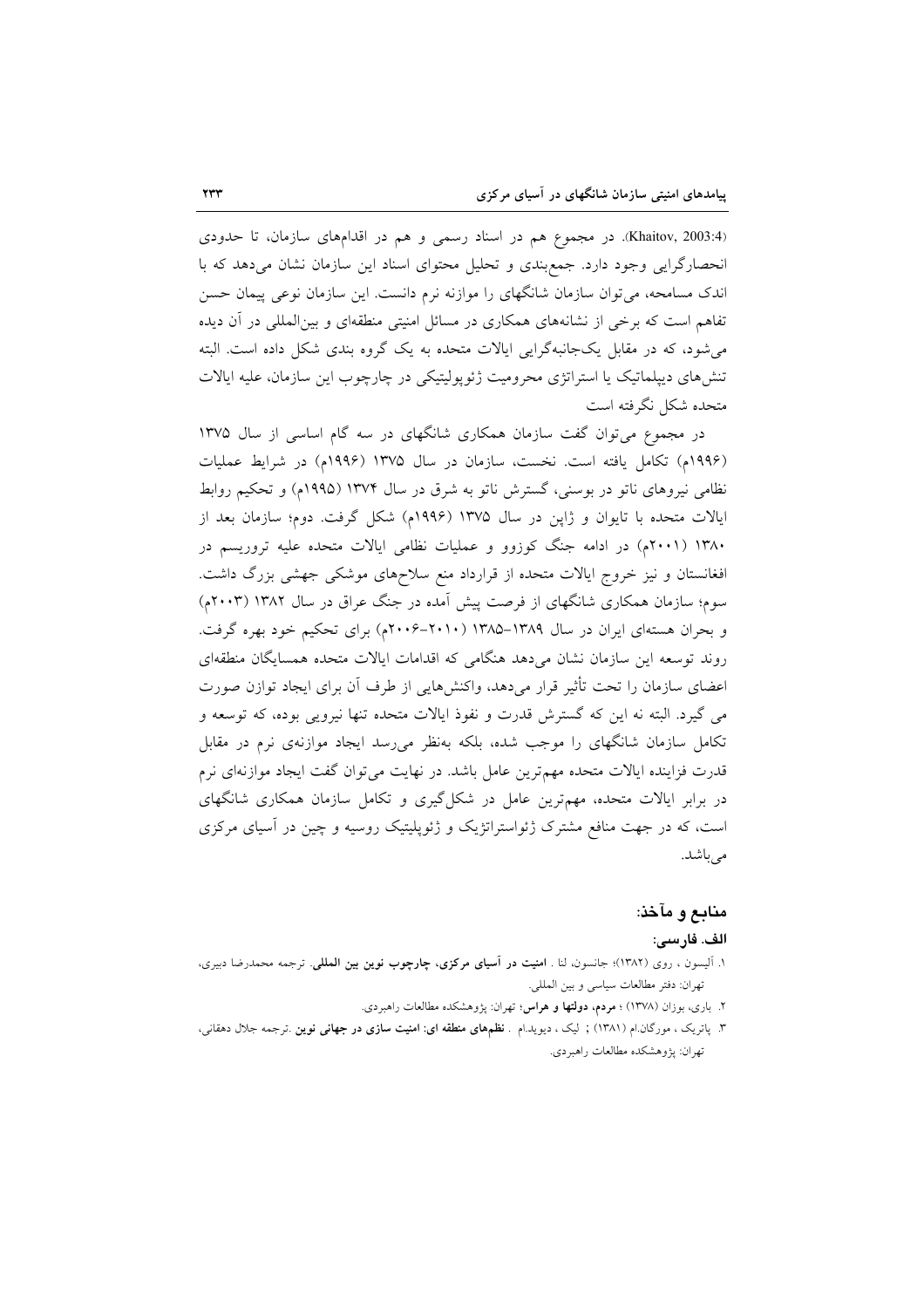(Khaitov, 2003:4). در مجموع هم در اسناد رسمی و هم در اقدام‌های سازمان، تا حدودی انحصارگرایی وجود دارد. جمع‌بندی و تحلیل محتوای اسناد این سازمان نشان می‌دهد که با اندک مسامحه، می‌توان سازمان شانگهای را موازنه نرم دانست. این سازمان نوعی پیمان حسن تفاهم است که برخی از نشانه‌های همکاری در مسائل امنیتی منطقه‌ای و بین‌المللی در آن دیده می‌شود، که در مقابل یک‌جانبه‌گرایی ایالات متحده به یک گروه بندی شکل داده است. البته تنش‌های دیپلماتیک یا استراتژی محرومیت ژئوپولیتیکی در چارچوب این سازمان، علیه ایالات متحده شکل نگرفته است

در مجموع می‌توان گفت سازمان همکاری شانگهای در سه گام اساسی از سال ۱۳۷۵ (۱۹۹۶م) تکامل یافته است. نخست، سازمان در سال ۱۳۷۵ (۱۹۹۶م) در شرایط عملیات نظامی نیروهای ناتو در بوسنی، گسترش ناتو به شرق در سال ۱۳۷۴ (۱۹۹۵م) و تحکیم روابط ایالات متحده با تایوان و ژاپن در سال ۱۳۷۵ (۱۹۹۶م) شکل گرفت. دوم؛ سازمان بعد از ۱۳۸۰ (۲۰۰۱م) در ادامه جنگ کوزوو و عملیات نظامی ایالات متحده علیه تروریسم در افغانستان و نیز خروج ایالات متحده از قرارداد منع سلاح‌های موشکی جهشی بزرگ داشت. سوم؛ سازمان همکاری شانگهای از فرصت پیش آمده در جنگ عراق در سال ۱۳۸۲ (۲۰۰۳م) و بحران هسته‌ای ایران در سال ۱۳۸۹–۱۳۸۵ (۲۰۱۰–۲۰۰۶م) برای تحکیم خود بهره گرفت. روند توسعه این سازمان نشان می‌دهد هنگامی که اقدامات ایالات متحده همسایگان منطقه‌ای اعضای سازمان را تحت تأثیر قرار می‌دهد، واکنش‌هایی از طرف آن برای ایجاد توازن صورت می گیرد. البته نه این که گسترش قدرت و نفوذ ایالات متحده تنها نیرویی بوده، که توسعه و تکامل سازمان شانگهای را موجب شده، بلکه به‌نظر می‌رسد ایجاد موازنه‌ی نرم در مقابل قدرت فزاینده ایالات متحده مهم‌ترین عامل باشد. در نهایت می‌توان گفت ایجاد موازنه‌ای نرم در برابر ایالات متحده، مهم‌ترین عامل در شکل‌گیری و تکامل سازمان همکاری شانگهای است، که در جهت منافع مشترک ژئواستراتژیک و ژئوپلیتیک روسیه و چین در آسیای مرکزی می‌باشد.

## منابع و مآخذ:

### الف. فارسی:

۱. آلیسون ، روی (۱۳۸۲)؛ جانسون، لنا . **امنیت در آسیای مرکزی، چارچوب نوین بین المللی**. ترجمه محمدرضا دبیری، تهران: دفتر مطالعات سیاسی و بین المللی.

۲. باری، بوزان (۱۳۷۸) ؛ **مردم، دولتها و هراس**؛ تهران: پژوهشکده مطالعات راهبردی.

۳. پاتریک ، مورگان.ام (۱۳۸۱) ; لیک ، دیوید.ام . **نظمهای منطقه ای: امنیت سازی در جهانی نوین** .ترجمه جلال دهقانی، تهران: پژوهشکده مطالعات راهبردی.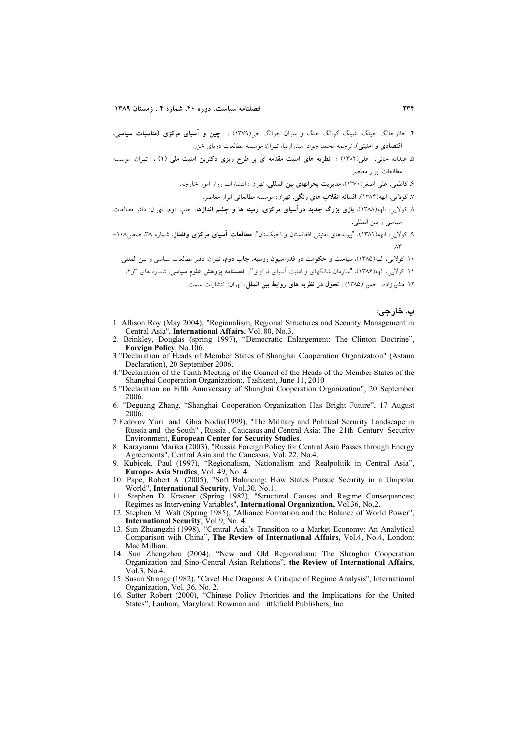۴. جائوچانگ چینگ، شینگ گوانگ چنگ و سوان جوانگ جی(۱۳۷۹) ، **چین و آسیای مرکزی (مناسبات سیاسی، اقتصادی و امنیتی)**، ترجمه محمد جواد امیدوارنیا، تهران: موسسه مطالعات دریای خزر.

۵. عبدالله خانی، علی(۱۳۸۲) ؛ **نظریه های امنیت مقدمه ای بر طرح ریزی دکترین امنیت ملی (۱)** ، تهران: موسسه مطالعات ابرار معاصر.

۶. کاظمی، علی اصغر(۱۳۷۰)، **مدیریت بحرانهای بین المللی**، تهران : انتشارات وزار امور خارجه.

۷. کولایی، الهه(۱۳۸۴)، **افسانه انقلاب های رنگی**، تهران: موسسه مطالعاتی ابرار معاصر.

۸. کولایی، الهه(۱۳۸۸)، **بازی بزرگ جدید درآسیای مرکزی، زمینه ها و چشم اندازها**، چاپ دوم، تهران: دفتر مطالعات سیاسی و بین المللی.

۹. کولایی، الهه(۱۳۸۱)، "پیوندهای امنیتی افغانستان وتاجیکستان"، **مطالعات آسیای مرکزی وقفقاز**، شماره ۳۸، صص۱۰۸-۸۳.

۱۰. کولایی، الهه(۱۳۸۵)، **سیاست و حکومت در فدراسیون روسیه، چاپ دوم**، تهران: دفتر مطالعات سیاسی و بین المللی.

۱۱. کولایی، الهه(۱۳۸۶)، "سازمان شانگهای و امنیت آسیای مرکزی"، **فصلنامه پژوهش علوم سیاسی**، شماره های ۳و۴.

۱۲. مشیرزاده، حمیرا(۱۳۸۵) ، **تحول در نظریه های روابط بین الملل**، تهران: انتشارات سمت.

### ب. خارجی:

1. Allison Roy (May 2004), "Regionalism, Regional Structures and Security Management in Central Asia", **International Affairs**, Vol. 80, No.3.
2. Brinkley, Douglas (spring 1997), "Democratic Enlargement: The Clinton Doctrine", **Foreign Policy**, No.106.
3. "Declaration of Heads of Member States of Shanghai Cooperation Organization" (Astana Declaration), 20 September 2006.
4. "Declaration of the Tenth Meeting of the Council of the Heads of the Member States of the Shanghai Cooperation Organization:, Tashkent, June 11, 2010
5. "Declaration on Fifth Anniversary of Shanghai Cooperation Organization", 20 September 2006.
6. "Deguang Zhang, "Shanghai Cooperation Organization Has Bright Future", 17 August 2006.
7. Fedorov Yuri and Ghia Nodia(1999), "The Military and Political Security Landscape in Russia and the South" , Russia , Caucasus and Central Asia: The 21th Century Security Environment, **European Center for Security Studies**.
8. Karayianni Marika (2003), "Russia Foreign Policy for Central Asia Passes through Energy Agreements", Central Asia and the Caucasus, Vol. 22, No.4.
9. Kubicek, Paul (1997), "Regionalism, Nationalism and Realpolitik in Central Asia", **Europe- Asia Studies**, Vol. 49, No. 4.
10. Pape, Robert A. (2005), "Soft Balancing: How States Pursue Security in a Unipolar World", **International Security**, Vol.30, No.1.
11. Stephen D. Krasner (Spring 1982), "Structural Causes and Regime Consequences: Regimes as Intervening Variables", **International Organization,** Vol.36, No.2.
12. Stephen M. Walt (Spring 1985), "Alliance Formation and the Balance of World Power", **International Security**, Vol.9, No. 4.
13. Sun Zhuangzhi (1998), "Central Asia's Transition to a Market Economy: An Analytical Comparison with China", **The Review of International Affairs,** Vol.4, No.4, London: Mac Millian.
14. Sun Zhengzhou (2004), "New and Old Regionalism: The Shanghai Cooperation Organization and Sino-Central Asian Relations", **the Review of International Affairs**, Vol.3, No.4.
15. Susan Strange (1982), "Cave! Hic Dragons: A Critique of Regime Analysis", International Organization, Vol. 36, No. 2.
16. Sutter Robert (2000), "Chinese Policy Priorities and the Implications for the United States", Lanham, Maryland: Rowman and Littlefield Publishers, Inc.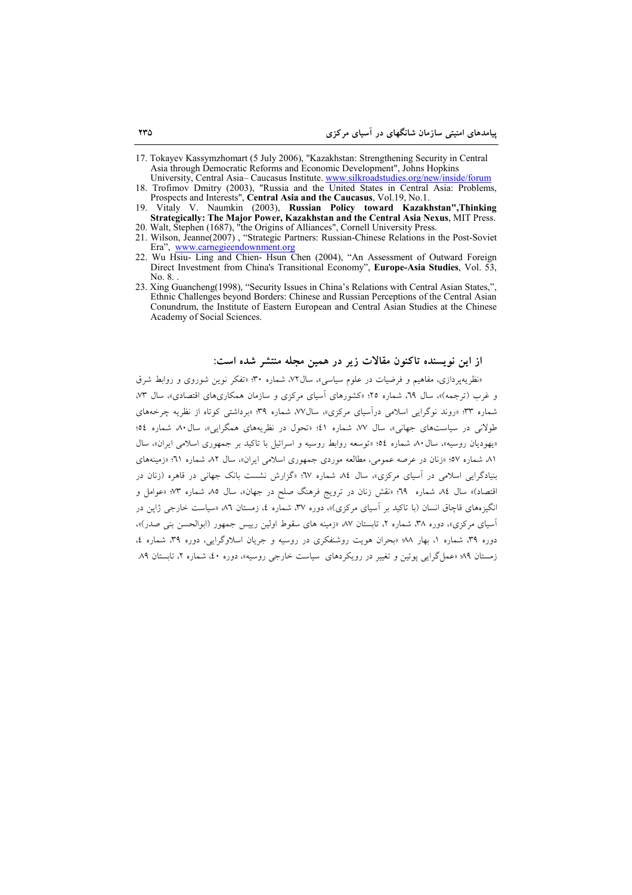17. Tokayev Kassymzhomart (5 July 2006), "Kazakhstan: Strengthening Security in Central Asia through Democratic Reforms and Economic Development", Johns Hopkins University, Central Asia– Caucasus Institute. www.silkroadstudies.org/new/inside/forum
18. Trofimov Dmitry (2003), "Russia and the United States in Central Asia: Problems, Prospects and Interests", **Central Asia and the Caucasus**, Vol.19, No.1.
19. Vitaly V. Naumkin (2003), **Russian Policy toward Kazakhstan",Thinking Strategically: The Major Power, Kazakhstan and the Central Asia Nexus**, MIT Press.
20. Walt, Stephen (1687), "the Origins of Alliances", Cornell University Press.
21. Wilson, Jeanne(2007) , "Strategic Partners: Russian-Chinese Relations in the Post-Soviet Era", www.carnegieendownment.org
22. Wu Hsiu- Ling and Chien- Hsun Chen (2004), "An Assessment of Outward Foreign Direct Investment from China's Transitional Economy", **Europe-Asia Studies**, Vol. 53, No. 8. .
23. Xing Guancheng(1998), "Security Issues in China's Relations with Central Asian States,", Ethnic Challenges beyond Borders: Chinese and Russian Perceptions of the Central Asian Conundrum, the Institute of Eastern European and Central Asian Studies at the Chinese Academy of Social Sciences.

**از این نویسنده تاکنون مقالات زیر در همین مجله منتشر شده است:**

«نظریه‌پردازی، مفاهیم و فرضیات در علوم سیاسی»، سال۷۲، شماره ۳۰؛ «تفکر نوین شوروی و روابط شرق و غرب (ترجمه)»، سال ٦٩، شماره ٢٥؛ «کشورهای آسیای مرکزی و سازمان همکاری‌های اقتصادی»، سال ۷۳، شماره ۳۳؛ «روند نوگرایی اسلامی درآسیای مرکزی»، سال۷۷، شماره ۳۹؛ «برداشتی کوتاه از نظریه چرخه‌های طولانی در سیاست‌های جهانی»، سال ۷۷، شماره ٤١؛ «تحول در نظریه‌های همگرایی»، سال۸۰، شماره ٥٤؛ «یهودیان روسیه»، سال۸۰ شماره ٥٤؛ «توسعه روابط روسیه و اسرائیل با تاکید بر جمهوری اسلامی ایران»، سال ۸۱ شماره ٥٧؛ «زنان در عرصه عمومی، مطالعه موردی جمهوری اسلامی ایران»، سال ۸۲، شماره ٦١؛ «زمینه‌های بنیادگرایی اسلامی در آسیای مرکزی»، سال ٨٤ شماره ٦٧؛ «گزارش نشست بانک جهانی در قاهره (زنان در اقتصاد)» سال ٨٤ شماره ٦٩؛ «نقش زنان در ترویج فرهنگ صلح در جهان»، سال ٨٥، شماره ٧٣؛ «عوامل و انگیزه‌های قاچاق انسان (با تاکید بر آسیای مرکزی)»، دوره ۳۷، شماره ٤، زمستان ٨٦؛ «سیاست خارجی ژاپن در آسیای مرکزی»، دوره ۳۸، شماره ۲، تابستان ۸۷؛ «زمینه های سقوط اولین رییس جمهور (ابوالحسن بنی صدر)»، دوره ۳۹، شماره ۱، بهار ۸۸؛ «بحران هویت روشنفکری در روسیه و جریان اسلاوگرایی، دوره ۳۹، شماره ٤، زمستان ۸۹؛ «عمل‌گرایی پوتین و تغییر در رویکردهای سیاست خارجی روسیه»، دوره ٤٠، شماره ۲، تابستان ۸۹.